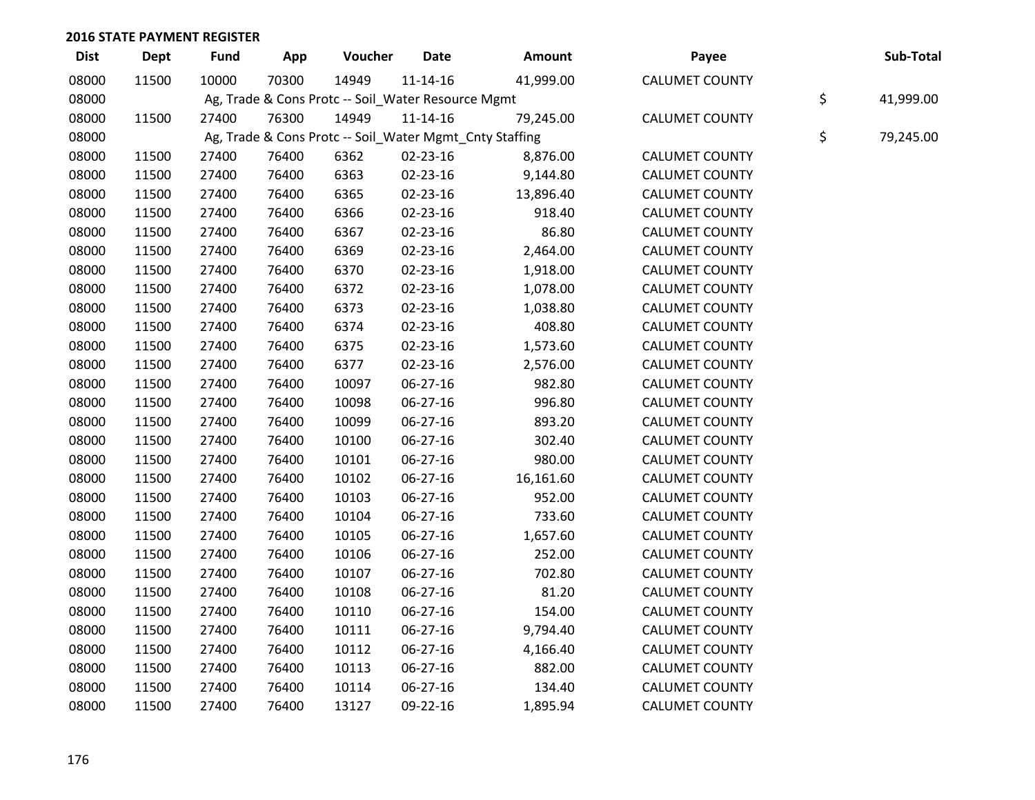## 2016 STATE PAYMENT REGISTER

| Dist | Dept | Fund | App | Voucher | Date | Amount | Payee | | Sub-Total |
|---|---|---|---|---|---|---|---|---|---|
| 08000 | 11500 | 10000 | 70300 | 14949 | 11-14-16 | 41,999.00 | CALUMET COUNTY | | |
| 08000 | | Ag, Trade & Cons Protc -- Soil_Water Resource Mgmt | | | | | | $ | 41,999.00 |
| 08000 | 11500 | 27400 | 76300 | 14949 | 11-14-16 | 79,245.00 | CALUMET COUNTY | | |
| 08000 | | Ag, Trade & Cons Protc -- Soil_Water Mgmt_Cnty Staffing | | | | | | $ | 79,245.00 |
| 08000 | 11500 | 27400 | 76400 | 6362 | 02-23-16 | 8,876.00 | CALUMET COUNTY | | |
| 08000 | 11500 | 27400 | 76400 | 6363 | 02-23-16 | 9,144.80 | CALUMET COUNTY | | |
| 08000 | 11500 | 27400 | 76400 | 6365 | 02-23-16 | 13,896.40 | CALUMET COUNTY | | |
| 08000 | 11500 | 27400 | 76400 | 6366 | 02-23-16 | 918.40 | CALUMET COUNTY | | |
| 08000 | 11500 | 27400 | 76400 | 6367 | 02-23-16 | 86.80 | CALUMET COUNTY | | |
| 08000 | 11500 | 27400 | 76400 | 6369 | 02-23-16 | 2,464.00 | CALUMET COUNTY | | |
| 08000 | 11500 | 27400 | 76400 | 6370 | 02-23-16 | 1,918.00 | CALUMET COUNTY | | |
| 08000 | 11500 | 27400 | 76400 | 6372 | 02-23-16 | 1,078.00 | CALUMET COUNTY | | |
| 08000 | 11500 | 27400 | 76400 | 6373 | 02-23-16 | 1,038.80 | CALUMET COUNTY | | |
| 08000 | 11500 | 27400 | 76400 | 6374 | 02-23-16 | 408.80 | CALUMET COUNTY | | |
| 08000 | 11500 | 27400 | 76400 | 6375 | 02-23-16 | 1,573.60 | CALUMET COUNTY | | |
| 08000 | 11500 | 27400 | 76400 | 6377 | 02-23-16 | 2,576.00 | CALUMET COUNTY | | |
| 08000 | 11500 | 27400 | 76400 | 10097 | 06-27-16 | 982.80 | CALUMET COUNTY | | |
| 08000 | 11500 | 27400 | 76400 | 10098 | 06-27-16 | 996.80 | CALUMET COUNTY | | |
| 08000 | 11500 | 27400 | 76400 | 10099 | 06-27-16 | 893.20 | CALUMET COUNTY | | |
| 08000 | 11500 | 27400 | 76400 | 10100 | 06-27-16 | 302.40 | CALUMET COUNTY | | |
| 08000 | 11500 | 27400 | 76400 | 10101 | 06-27-16 | 980.00 | CALUMET COUNTY | | |
| 08000 | 11500 | 27400 | 76400 | 10102 | 06-27-16 | 16,161.60 | CALUMET COUNTY | | |
| 08000 | 11500 | 27400 | 76400 | 10103 | 06-27-16 | 952.00 | CALUMET COUNTY | | |
| 08000 | 11500 | 27400 | 76400 | 10104 | 06-27-16 | 733.60 | CALUMET COUNTY | | |
| 08000 | 11500 | 27400 | 76400 | 10105 | 06-27-16 | 1,657.60 | CALUMET COUNTY | | |
| 08000 | 11500 | 27400 | 76400 | 10106 | 06-27-16 | 252.00 | CALUMET COUNTY | | |
| 08000 | 11500 | 27400 | 76400 | 10107 | 06-27-16 | 702.80 | CALUMET COUNTY | | |
| 08000 | 11500 | 27400 | 76400 | 10108 | 06-27-16 | 81.20 | CALUMET COUNTY | | |
| 08000 | 11500 | 27400 | 76400 | 10110 | 06-27-16 | 154.00 | CALUMET COUNTY | | |
| 08000 | 11500 | 27400 | 76400 | 10111 | 06-27-16 | 9,794.40 | CALUMET COUNTY | | |
| 08000 | 11500 | 27400 | 76400 | 10112 | 06-27-16 | 4,166.40 | CALUMET COUNTY | | |
| 08000 | 11500 | 27400 | 76400 | 10113 | 06-27-16 | 882.00 | CALUMET COUNTY | | |
| 08000 | 11500 | 27400 | 76400 | 10114 | 06-27-16 | 134.40 | CALUMET COUNTY | | |
| 08000 | 11500 | 27400 | 76400 | 13127 | 09-22-16 | 1,895.94 | CALUMET COUNTY | | |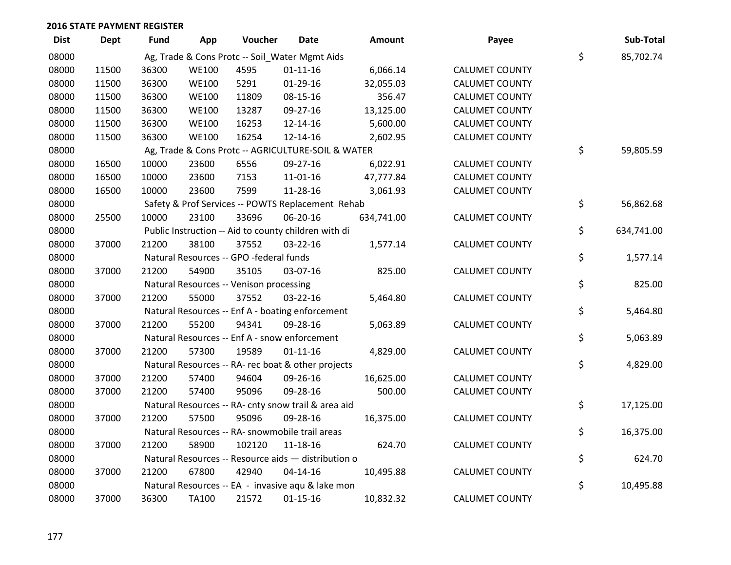## 2016 STATE PAYMENT REGISTER

| Dist | Dept | Fund | App | Voucher | Date | Amount | Payee | | Sub-Total |
|---|---|---|---|---|---|---|---|---|---|
| 08000 | | Ag, Trade & Cons Protc -- Soil_Water Mgmt Aids | | | | | | $ | 85,702.74 |
| 08000 | 11500 | 36300 | WE100 | 4595 | 01-11-16 | 6,066.14 | CALUMET COUNTY | | |
| 08000 | 11500 | 36300 | WE100 | 5291 | 01-29-16 | 32,055.03 | CALUMET COUNTY | | |
| 08000 | 11500 | 36300 | WE100 | 11809 | 08-15-16 | 356.47 | CALUMET COUNTY | | |
| 08000 | 11500 | 36300 | WE100 | 13287 | 09-27-16 | 13,125.00 | CALUMET COUNTY | | |
| 08000 | 11500 | 36300 | WE100 | 16253 | 12-14-16 | 5,600.00 | CALUMET COUNTY | | |
| 08000 | 11500 | 36300 | WE100 | 16254 | 12-14-16 | 2,602.95 | CALUMET COUNTY | | |
| 08000 | | Ag, Trade & Cons Protc -- AGRICULTURE-SOIL & WATER | | | | | | $ | 59,805.59 |
| 08000 | 16500 | 10000 | 23600 | 6556 | 09-27-16 | 6,022.91 | CALUMET COUNTY | | |
| 08000 | 16500 | 10000 | 23600 | 7153 | 11-01-16 | 47,777.84 | CALUMET COUNTY | | |
| 08000 | 16500 | 10000 | 23600 | 7599 | 11-28-16 | 3,061.93 | CALUMET COUNTY | | |
| 08000 | | Safety & Prof Services -- POWTS Replacement Rehab | | | | | | $ | 56,862.68 |
| 08000 | 25500 | 10000 | 23100 | 33696 | 06-20-16 | 634,741.00 | CALUMET COUNTY | | |
| 08000 | | Public Instruction -- Aid to county children with di | | | | | | $ | 634,741.00 |
| 08000 | 37000 | 21200 | 38100 | 37552 | 03-22-16 | 1,577.14 | CALUMET COUNTY | | |
| 08000 | | Natural Resources -- GPO -federal funds | | | | | | $ | 1,577.14 |
| 08000 | 37000 | 21200 | 54900 | 35105 | 03-07-16 | 825.00 | CALUMET COUNTY | | |
| 08000 | | Natural Resources -- Venison processing | | | | | | $ | 825.00 |
| 08000 | 37000 | 21200 | 55000 | 37552 | 03-22-16 | 5,464.80 | CALUMET COUNTY | | |
| 08000 | | Natural Resources -- Enf A - boating enforcement | | | | | | $ | 5,464.80 |
| 08000 | 37000 | 21200 | 55200 | 94341 | 09-28-16 | 5,063.89 | CALUMET COUNTY | | |
| 08000 | | Natural Resources -- Enf A - snow enforcement | | | | | | $ | 5,063.89 |
| 08000 | 37000 | 21200 | 57300 | 19589 | 01-11-16 | 4,829.00 | CALUMET COUNTY | | |
| 08000 | | Natural Resources -- RA- rec boat & other projects | | | | | | $ | 4,829.00 |
| 08000 | 37000 | 21200 | 57400 | 94604 | 09-26-16 | 16,625.00 | CALUMET COUNTY | | |
| 08000 | 37000 | 21200 | 57400 | 95096 | 09-28-16 | 500.00 | CALUMET COUNTY | | |
| 08000 | | Natural Resources -- RA- cnty snow trail & area aid | | | | | | $ | 17,125.00 |
| 08000 | 37000 | 21200 | 57500 | 95096 | 09-28-16 | 16,375.00 | CALUMET COUNTY | | |
| 08000 | | Natural Resources -- RA- snowmobile trail areas | | | | | | $ | 16,375.00 |
| 08000 | 37000 | 21200 | 58900 | 102120 | 11-18-16 | 624.70 | CALUMET COUNTY | | |
| 08000 | | Natural Resources -- Resource aids — distribution o | | | | | | $ | 624.70 |
| 08000 | 37000 | 21200 | 67800 | 42940 | 04-14-16 | 10,495.88 | CALUMET COUNTY | | |
| 08000 | | Natural Resources -- EA - invasive aqu & lake mon | | | | | | $ | 10,495.88 |
| 08000 | 37000 | 36300 | TA100 | 21572 | 01-15-16 | 10,832.32 | CALUMET COUNTY | | |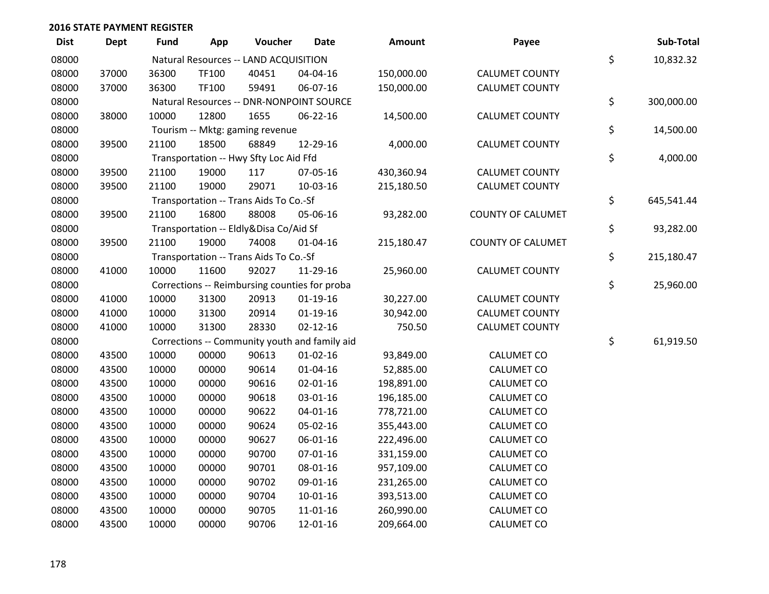**2016 STATE PAYMENT REGISTER**

| Dist | Dept | Fund | App | Voucher | Date | Amount | Payee | | Sub-Total |
|---|---|---|---|---|---|---|---|---|---|
| 08000 | | Natural Resources -- LAND ACQUISITION | | | | | | $ | 10,832.32 |
| 08000 | 37000 | 36300 | TF100 | 40451 | 04-04-16 | 150,000.00 | CALUMET COUNTY | | |
| 08000 | 37000 | 36300 | TF100 | 59491 | 06-07-16 | 150,000.00 | CALUMET COUNTY | | |
| 08000 | | Natural Resources -- DNR-NONPOINT SOURCE | | | | | | $ | 300,000.00 |
| 08000 | 38000 | 10000 | 12800 | 1655 | 06-22-16 | 14,500.00 | CALUMET COUNTY | | |
| 08000 | | Tourism -- Mktg: gaming revenue | | | | | | $ | 14,500.00 |
| 08000 | 39500 | 21100 | 18500 | 68849 | 12-29-16 | 4,000.00 | CALUMET COUNTY | | |
| 08000 | | Transportation -- Hwy Sfty Loc Aid Ffd | | | | | | $ | 4,000.00 |
| 08000 | 39500 | 21100 | 19000 | 117 | 07-05-16 | 430,360.94 | CALUMET COUNTY | | |
| 08000 | 39500 | 21100 | 19000 | 29071 | 10-03-16 | 215,180.50 | CALUMET COUNTY | | |
| 08000 | | Transportation -- Trans Aids To Co.-Sf | | | | | | $ | 645,541.44 |
| 08000 | 39500 | 21100 | 16800 | 88008 | 05-06-16 | 93,282.00 | COUNTY OF CALUMET | | |
| 08000 | | Transportation -- Eldly&Disa Co/Aid Sf | | | | | | $ | 93,282.00 |
| 08000 | 39500 | 21100 | 19000 | 74008 | 01-04-16 | 215,180.47 | COUNTY OF CALUMET | | |
| 08000 | | Transportation -- Trans Aids To Co.-Sf | | | | | | $ | 215,180.47 |
| 08000 | 41000 | 10000 | 11600 | 92027 | 11-29-16 | 25,960.00 | CALUMET COUNTY | | |
| 08000 | | Corrections -- Reimbursing counties for proba | | | | | | $ | 25,960.00 |
| 08000 | 41000 | 10000 | 31300 | 20913 | 01-19-16 | 30,227.00 | CALUMET COUNTY | | |
| 08000 | 41000 | 10000 | 31300 | 20914 | 01-19-16 | 30,942.00 | CALUMET COUNTY | | |
| 08000 | 41000 | 10000 | 31300 | 28330 | 02-12-16 | 750.50 | CALUMET COUNTY | | |
| 08000 | | Corrections -- Community youth and family aid | | | | | | $ | 61,919.50 |
| 08000 | 43500 | 10000 | 00000 | 90613 | 01-02-16 | 93,849.00 | CALUMET CO | | |
| 08000 | 43500 | 10000 | 00000 | 90614 | 01-04-16 | 52,885.00 | CALUMET CO | | |
| 08000 | 43500 | 10000 | 00000 | 90616 | 02-01-16 | 198,891.00 | CALUMET CO | | |
| 08000 | 43500 | 10000 | 00000 | 90618 | 03-01-16 | 196,185.00 | CALUMET CO | | |
| 08000 | 43500 | 10000 | 00000 | 90622 | 04-01-16 | 778,721.00 | CALUMET CO | | |
| 08000 | 43500 | 10000 | 00000 | 90624 | 05-02-16 | 355,443.00 | CALUMET CO | | |
| 08000 | 43500 | 10000 | 00000 | 90627 | 06-01-16 | 222,496.00 | CALUMET CO | | |
| 08000 | 43500 | 10000 | 00000 | 90700 | 07-01-16 | 331,159.00 | CALUMET CO | | |
| 08000 | 43500 | 10000 | 00000 | 90701 | 08-01-16 | 957,109.00 | CALUMET CO | | |
| 08000 | 43500 | 10000 | 00000 | 90702 | 09-01-16 | 231,265.00 | CALUMET CO | | |
| 08000 | 43500 | 10000 | 00000 | 90704 | 10-01-16 | 393,513.00 | CALUMET CO | | |
| 08000 | 43500 | 10000 | 00000 | 90705 | 11-01-16 | 260,990.00 | CALUMET CO | | |
| 08000 | 43500 | 10000 | 00000 | 90706 | 12-01-16 | 209,664.00 | CALUMET CO | | |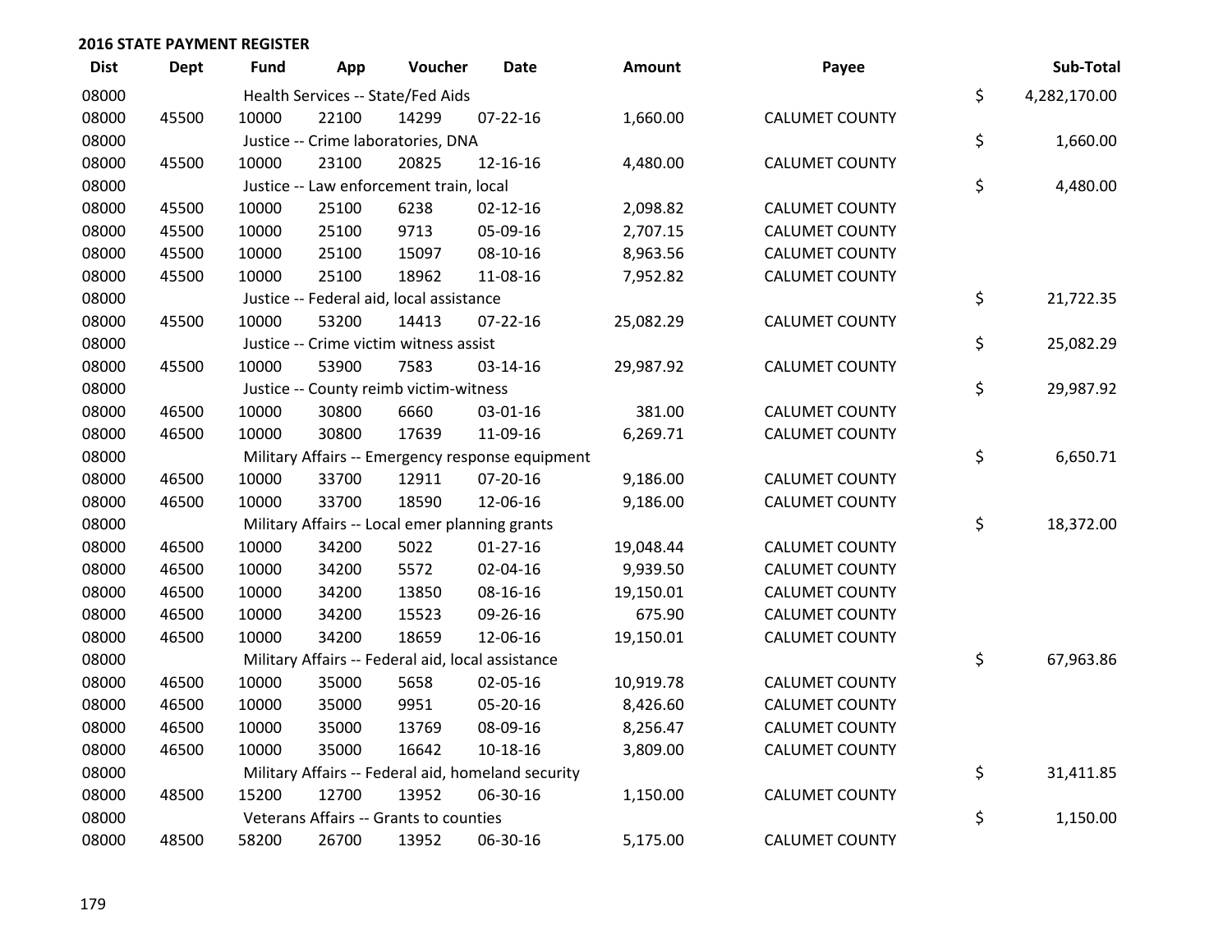**2016 STATE PAYMENT REGISTER**

| Dist | Dept | Fund | App | Voucher | Date | Amount | Payee | | Sub-Total |
|---|---|---|---|---|---|---|---|---|---|
| 08000 | | Health Services -- State/Fed Aids | | | | | | $ | 4,282,170.00 |
| 08000 | 45500 | 10000 | 22100 | 14299 | 07-22-16 | 1,660.00 | CALUMET COUNTY | | |
| 08000 | | Justice -- Crime laboratories, DNA | | | | | | $ | 1,660.00 |
| 08000 | 45500 | 10000 | 23100 | 20825 | 12-16-16 | 4,480.00 | CALUMET COUNTY | | |
| 08000 | | Justice -- Law enforcement train, local | | | | | | $ | 4,480.00 |
| 08000 | 45500 | 10000 | 25100 | 6238 | 02-12-16 | 2,098.82 | CALUMET COUNTY | | |
| 08000 | 45500 | 10000 | 25100 | 9713 | 05-09-16 | 2,707.15 | CALUMET COUNTY | | |
| 08000 | 45500 | 10000 | 25100 | 15097 | 08-10-16 | 8,963.56 | CALUMET COUNTY | | |
| 08000 | 45500 | 10000 | 25100 | 18962 | 11-08-16 | 7,952.82 | CALUMET COUNTY | | |
| 08000 | | Justice -- Federal aid, local assistance | | | | | | $ | 21,722.35 |
| 08000 | 45500 | 10000 | 53200 | 14413 | 07-22-16 | 25,082.29 | CALUMET COUNTY | | |
| 08000 | | Justice -- Crime victim witness assist | | | | | | $ | 25,082.29 |
| 08000 | 45500 | 10000 | 53900 | 7583 | 03-14-16 | 29,987.92 | CALUMET COUNTY | | |
| 08000 | | Justice -- County reimb victim-witness | | | | | | $ | 29,987.92 |
| 08000 | 46500 | 10000 | 30800 | 6660 | 03-01-16 | 381.00 | CALUMET COUNTY | | |
| 08000 | 46500 | 10000 | 30800 | 17639 | 11-09-16 | 6,269.71 | CALUMET COUNTY | | |
| 08000 | | Military Affairs -- Emergency response equipment | | | | | | $ | 6,650.71 |
| 08000 | 46500 | 10000 | 33700 | 12911 | 07-20-16 | 9,186.00 | CALUMET COUNTY | | |
| 08000 | 46500 | 10000 | 33700 | 18590 | 12-06-16 | 9,186.00 | CALUMET COUNTY | | |
| 08000 | | Military Affairs -- Local emer planning grants | | | | | | $ | 18,372.00 |
| 08000 | 46500 | 10000 | 34200 | 5022 | 01-27-16 | 19,048.44 | CALUMET COUNTY | | |
| 08000 | 46500 | 10000 | 34200 | 5572 | 02-04-16 | 9,939.50 | CALUMET COUNTY | | |
| 08000 | 46500 | 10000 | 34200 | 13850 | 08-16-16 | 19,150.01 | CALUMET COUNTY | | |
| 08000 | 46500 | 10000 | 34200 | 15523 | 09-26-16 | 675.90 | CALUMET COUNTY | | |
| 08000 | 46500 | 10000 | 34200 | 18659 | 12-06-16 | 19,150.01 | CALUMET COUNTY | | |
| 08000 | | Military Affairs -- Federal aid, local assistance | | | | | | $ | 67,963.86 |
| 08000 | 46500 | 10000 | 35000 | 5658 | 02-05-16 | 10,919.78 | CALUMET COUNTY | | |
| 08000 | 46500 | 10000 | 35000 | 9951 | 05-20-16 | 8,426.60 | CALUMET COUNTY | | |
| 08000 | 46500 | 10000 | 35000 | 13769 | 08-09-16 | 8,256.47 | CALUMET COUNTY | | |
| 08000 | 46500 | 10000 | 35000 | 16642 | 10-18-16 | 3,809.00 | CALUMET COUNTY | | |
| 08000 | | Military Affairs -- Federal aid, homeland security | | | | | | $ | 31,411.85 |
| 08000 | 48500 | 15200 | 12700 | 13952 | 06-30-16 | 1,150.00 | CALUMET COUNTY | | |
| 08000 | | Veterans Affairs -- Grants to counties | | | | | | $ | 1,150.00 |
| 08000 | 48500 | 58200 | 26700 | 13952 | 06-30-16 | 5,175.00 | CALUMET COUNTY | | |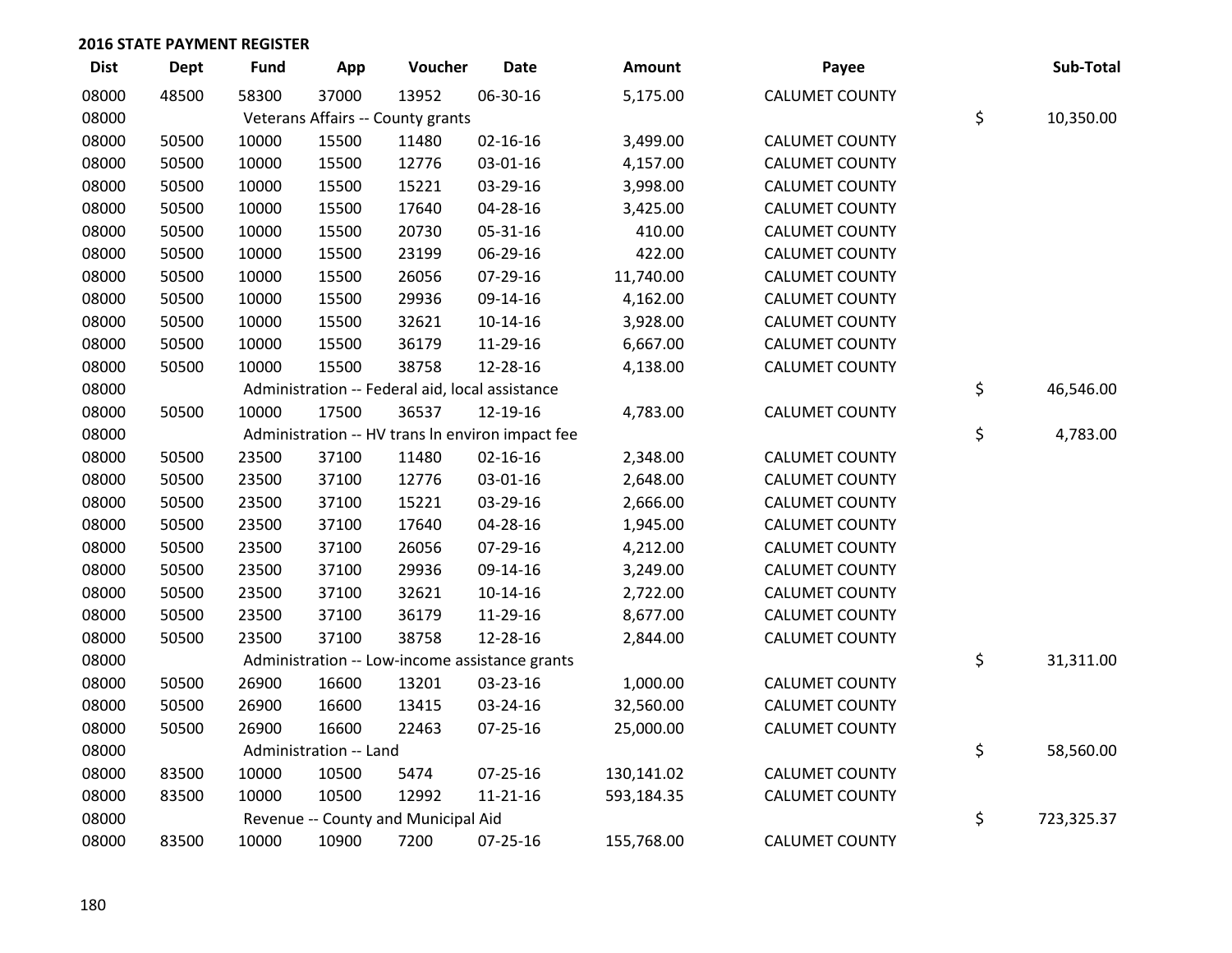## 2016 STATE PAYMENT REGISTER

| Dist | Dept | Fund | App | Voucher | Date | Amount | Payee | Sub-Total |
|---|---|---|---|---|---|---|---|---|
| 08000 | 48500 | 58300 | 37000 | 13952 | 06-30-16 | 5,175.00 | CALUMET COUNTY | |
| 08000 | | Veterans Affairs -- County grants | | | | | | $ 10,350.00 |
| 08000 | 50500 | 10000 | 15500 | 11480 | 02-16-16 | 3,499.00 | CALUMET COUNTY | |
| 08000 | 50500 | 10000 | 15500 | 12776 | 03-01-16 | 4,157.00 | CALUMET COUNTY | |
| 08000 | 50500 | 10000 | 15500 | 15221 | 03-29-16 | 3,998.00 | CALUMET COUNTY | |
| 08000 | 50500 | 10000 | 15500 | 17640 | 04-28-16 | 3,425.00 | CALUMET COUNTY | |
| 08000 | 50500 | 10000 | 15500 | 20730 | 05-31-16 | 410.00 | CALUMET COUNTY | |
| 08000 | 50500 | 10000 | 15500 | 23199 | 06-29-16 | 422.00 | CALUMET COUNTY | |
| 08000 | 50500 | 10000 | 15500 | 26056 | 07-29-16 | 11,740.00 | CALUMET COUNTY | |
| 08000 | 50500 | 10000 | 15500 | 29936 | 09-14-16 | 4,162.00 | CALUMET COUNTY | |
| 08000 | 50500 | 10000 | 15500 | 32621 | 10-14-16 | 3,928.00 | CALUMET COUNTY | |
| 08000 | 50500 | 10000 | 15500 | 36179 | 11-29-16 | 6,667.00 | CALUMET COUNTY | |
| 08000 | 50500 | 10000 | 15500 | 38758 | 12-28-16 | 4,138.00 | CALUMET COUNTY | |
| 08000 | | Administration -- Federal aid, local assistance | | | | | | $ 46,546.00 |
| 08000 | 50500 | 10000 | 17500 | 36537 | 12-19-16 | 4,783.00 | CALUMET COUNTY | |
| 08000 | | Administration -- HV trans ln environ impact fee | | | | | | $ 4,783.00 |
| 08000 | 50500 | 23500 | 37100 | 11480 | 02-16-16 | 2,348.00 | CALUMET COUNTY | |
| 08000 | 50500 | 23500 | 37100 | 12776 | 03-01-16 | 2,648.00 | CALUMET COUNTY | |
| 08000 | 50500 | 23500 | 37100 | 15221 | 03-29-16 | 2,666.00 | CALUMET COUNTY | |
| 08000 | 50500 | 23500 | 37100 | 17640 | 04-28-16 | 1,945.00 | CALUMET COUNTY | |
| 08000 | 50500 | 23500 | 37100 | 26056 | 07-29-16 | 4,212.00 | CALUMET COUNTY | |
| 08000 | 50500 | 23500 | 37100 | 29936 | 09-14-16 | 3,249.00 | CALUMET COUNTY | |
| 08000 | 50500 | 23500 | 37100 | 32621 | 10-14-16 | 2,722.00 | CALUMET COUNTY | |
| 08000 | 50500 | 23500 | 37100 | 36179 | 11-29-16 | 8,677.00 | CALUMET COUNTY | |
| 08000 | 50500 | 23500 | 37100 | 38758 | 12-28-16 | 2,844.00 | CALUMET COUNTY | |
| 08000 | | Administration -- Low-income assistance grants | | | | | | $ 31,311.00 |
| 08000 | 50500 | 26900 | 16600 | 13201 | 03-23-16 | 1,000.00 | CALUMET COUNTY | |
| 08000 | 50500 | 26900 | 16600 | 13415 | 03-24-16 | 32,560.00 | CALUMET COUNTY | |
| 08000 | 50500 | 26900 | 16600 | 22463 | 07-25-16 | 25,000.00 | CALUMET COUNTY | |
| 08000 | | Administration -- Land | | | | | | $ 58,560.00 |
| 08000 | 83500 | 10000 | 10500 | 5474 | 07-25-16 | 130,141.02 | CALUMET COUNTY | |
| 08000 | 83500 | 10000 | 10500 | 12992 | 11-21-16 | 593,184.35 | CALUMET COUNTY | |
| 08000 | | Revenue -- County and Municipal Aid | | | | | | $ 723,325.37 |
| 08000 | 83500 | 10000 | 10900 | 7200 | 07-25-16 | 155,768.00 | CALUMET COUNTY | |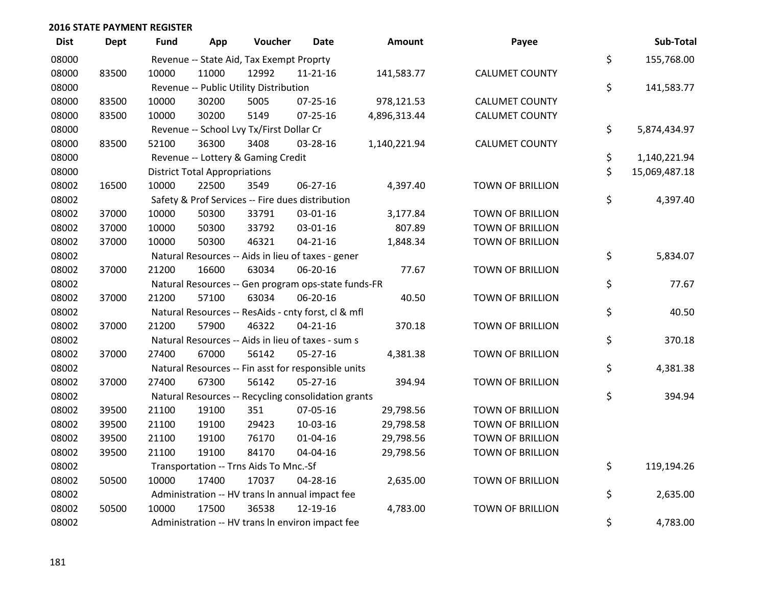## 2016 STATE PAYMENT REGISTER

| Dist | Dept | Fund | App | Voucher | Date | Amount | Payee | | Sub-Total |
|---|---|---|---|---|---|---|---|---|---|
| 08000 | | Revenue -- State Aid, Tax Exempt Proprty | | | | | | $ | 155,768.00 |
| 08000 | 83500 | 10000 | 11000 | 12992 | 11-21-16 | 141,583.77 | CALUMET COUNTY | | |
| 08000 | | Revenue -- Public Utility Distribution | | | | | | $ | 141,583.77 |
| 08000 | 83500 | 10000 | 30200 | 5005 | 07-25-16 | 978,121.53 | CALUMET COUNTY | | |
| 08000 | 83500 | 10000 | 30200 | 5149 | 07-25-16 | 4,896,313.44 | CALUMET COUNTY | | |
| 08000 | | Revenue -- School Lvy Tx/First Dollar Cr | | | | | | $ | 5,874,434.97 |
| 08000 | 83500 | 52100 | 36300 | 3408 | 03-28-16 | 1,140,221.94 | CALUMET COUNTY | | |
| 08000 | | Revenue -- Lottery & Gaming Credit | | | | | | $ | 1,140,221.94 |
| 08000 | | District Total Appropriations | | | | | | $ | 15,069,487.18 |
| 08002 | 16500 | 10000 | 22500 | 3549 | 06-27-16 | 4,397.40 | TOWN OF BRILLION | | |
| 08002 | | Safety & Prof Services -- Fire dues distribution | | | | | | $ | 4,397.40 |
| 08002 | 37000 | 10000 | 50300 | 33791 | 03-01-16 | 3,177.84 | TOWN OF BRILLION | | |
| 08002 | 37000 | 10000 | 50300 | 33792 | 03-01-16 | 807.89 | TOWN OF BRILLION | | |
| 08002 | 37000 | 10000 | 50300 | 46321 | 04-21-16 | 1,848.34 | TOWN OF BRILLION | | |
| 08002 | | Natural Resources -- Aids in lieu of taxes - gener | | | | | | $ | 5,834.07 |
| 08002 | 37000 | 21200 | 16600 | 63034 | 06-20-16 | 77.67 | TOWN OF BRILLION | | |
| 08002 | | Natural Resources -- Gen program ops-state funds-FR | | | | | | $ | 77.67 |
| 08002 | 37000 | 21200 | 57100 | 63034 | 06-20-16 | 40.50 | TOWN OF BRILLION | | |
| 08002 | | Natural Resources -- ResAids - cnty forst, cl & mfl | | | | | | $ | 40.50 |
| 08002 | 37000 | 21200 | 57900 | 46322 | 04-21-16 | 370.18 | TOWN OF BRILLION | | |
| 08002 | | Natural Resources -- Aids in lieu of taxes - sum s | | | | | | $ | 370.18 |
| 08002 | 37000 | 27400 | 67000 | 56142 | 05-27-16 | 4,381.38 | TOWN OF BRILLION | | |
| 08002 | | Natural Resources -- Fin asst for responsible units | | | | | | $ | 4,381.38 |
| 08002 | 37000 | 27400 | 67300 | 56142 | 05-27-16 | 394.94 | TOWN OF BRILLION | | |
| 08002 | | Natural Resources -- Recycling consolidation grants | | | | | | $ | 394.94 |
| 08002 | 39500 | 21100 | 19100 | 351 | 07-05-16 | 29,798.56 | TOWN OF BRILLION | | |
| 08002 | 39500 | 21100 | 19100 | 29423 | 10-03-16 | 29,798.58 | TOWN OF BRILLION | | |
| 08002 | 39500 | 21100 | 19100 | 76170 | 01-04-16 | 29,798.56 | TOWN OF BRILLION | | |
| 08002 | 39500 | 21100 | 19100 | 84170 | 04-04-16 | 29,798.56 | TOWN OF BRILLION | | |
| 08002 | | Transportation -- Trns Aids To Mnc.-Sf | | | | | | $ | 119,194.26 |
| 08002 | 50500 | 10000 | 17400 | 17037 | 04-28-16 | 2,635.00 | TOWN OF BRILLION | | |
| 08002 | | Administration -- HV trans ln annual impact fee | | | | | | $ | 2,635.00 |
| 08002 | 50500 | 10000 | 17500 | 36538 | 12-19-16 | 4,783.00 | TOWN OF BRILLION | | |
| 08002 | | Administration -- HV trans ln environ impact fee | | | | | | $ | 4,783.00 |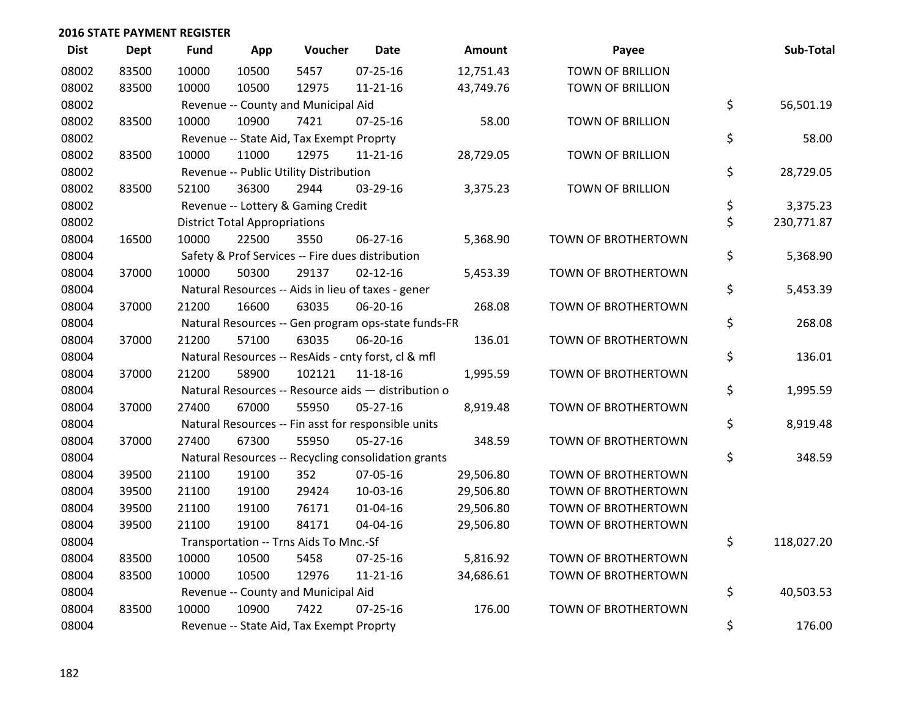**2016 STATE PAYMENT REGISTER**

| Dist | Dept | Fund | App | Voucher | Date | Amount | Payee | | Sub-Total |
|---|---|---|---|---|---|---|---|---|---|
| 08002 | 83500 | 10000 | 10500 | 5457 | 07-25-16 | 12,751.43 | TOWN OF BRILLION | | |
| 08002 | 83500 | 10000 | 10500 | 12975 | 11-21-16 | 43,749.76 | TOWN OF BRILLION | | |
| 08002 | | Revenue -- County and Municipal Aid | | | | | | $ | 56,501.19 |
| 08002 | 83500 | 10000 | 10900 | 7421 | 07-25-16 | 58.00 | TOWN OF BRILLION | | |
| 08002 | | Revenue -- State Aid, Tax Exempt Proprty | | | | | | $ | 58.00 |
| 08002 | 83500 | 10000 | 11000 | 12975 | 11-21-16 | 28,729.05 | TOWN OF BRILLION | | |
| 08002 | | Revenue -- Public Utility Distribution | | | | | | $ | 28,729.05 |
| 08002 | 83500 | 52100 | 36300 | 2944 | 03-29-16 | 3,375.23 | TOWN OF BRILLION | | |
| 08002 | | Revenue -- Lottery & Gaming Credit | | | | | | $ | 3,375.23 |
| 08002 | | District Total Appropriations | | | | | | $ | 230,771.87 |
| 08004 | 16500 | 10000 | 22500 | 3550 | 06-27-16 | 5,368.90 | TOWN OF BROTHERTOWN | | |
| 08004 | | Safety & Prof Services -- Fire dues distribution | | | | | | $ | 5,368.90 |
| 08004 | 37000 | 10000 | 50300 | 29137 | 02-12-16 | 5,453.39 | TOWN OF BROTHERTOWN | | |
| 08004 | | Natural Resources -- Aids in lieu of taxes - gener | | | | | | $ | 5,453.39 |
| 08004 | 37000 | 21200 | 16600 | 63035 | 06-20-16 | 268.08 | TOWN OF BROTHERTOWN | | |
| 08004 | | Natural Resources -- Gen program ops-state funds-FR | | | | | | $ | 268.08 |
| 08004 | 37000 | 21200 | 57100 | 63035 | 06-20-16 | 136.01 | TOWN OF BROTHERTOWN | | |
| 08004 | | Natural Resources -- ResAids - cnty forst, cl & mfl | | | | | | $ | 136.01 |
| 08004 | 37000 | 21200 | 58900 | 102121 | 11-18-16 | 1,995.59 | TOWN OF BROTHERTOWN | | |
| 08004 | | Natural Resources -- Resource aids — distribution o | | | | | | $ | 1,995.59 |
| 08004 | 37000 | 27400 | 67000 | 55950 | 05-27-16 | 8,919.48 | TOWN OF BROTHERTOWN | | |
| 08004 | | Natural Resources -- Fin asst for responsible units | | | | | | $ | 8,919.48 |
| 08004 | 37000 | 27400 | 67300 | 55950 | 05-27-16 | 348.59 | TOWN OF BROTHERTOWN | | |
| 08004 | | Natural Resources -- Recycling consolidation grants | | | | | | $ | 348.59 |
| 08004 | 39500 | 21100 | 19100 | 352 | 07-05-16 | 29,506.80 | TOWN OF BROTHERTOWN | | |
| 08004 | 39500 | 21100 | 19100 | 29424 | 10-03-16 | 29,506.80 | TOWN OF BROTHERTOWN | | |
| 08004 | 39500 | 21100 | 19100 | 76171 | 01-04-16 | 29,506.80 | TOWN OF BROTHERTOWN | | |
| 08004 | 39500 | 21100 | 19100 | 84171 | 04-04-16 | 29,506.80 | TOWN OF BROTHERTOWN | | |
| 08004 | | Transportation -- Trns Aids To Mnc.-Sf | | | | | | $ | 118,027.20 |
| 08004 | 83500 | 10000 | 10500 | 5458 | 07-25-16 | 5,816.92 | TOWN OF BROTHERTOWN | | |
| 08004 | 83500 | 10000 | 10500 | 12976 | 11-21-16 | 34,686.61 | TOWN OF BROTHERTOWN | | |
| 08004 | | Revenue -- County and Municipal Aid | | | | | | $ | 40,503.53 |
| 08004 | 83500 | 10000 | 10900 | 7422 | 07-25-16 | 176.00 | TOWN OF BROTHERTOWN | | |
| 08004 | | Revenue -- State Aid, Tax Exempt Proprty | | | | | | $ | 176.00 |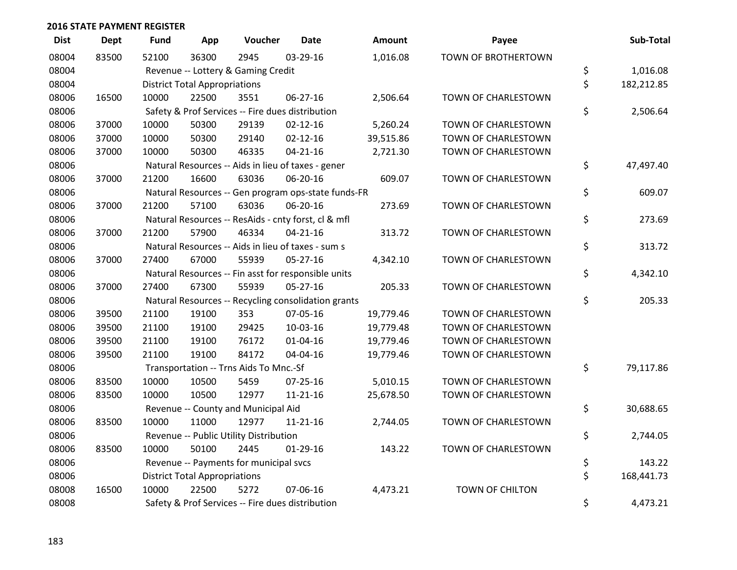## 2016 STATE PAYMENT REGISTER

| Dist | Dept | Fund | App | Voucher | Date | Amount | Payee | Sub-Total |
|---|---|---|---|---|---|---|---|---|
| 08004 | 83500 | 52100 | 36300 | 2945 | 03-29-16 | 1,016.08 | TOWN OF BROTHERTOWN | |
| 08004 | | Revenue -- Lottery & Gaming Credit | | | | | | $ 1,016.08 |
| 08004 | | District Total Appropriations | | | | | | $ 182,212.85 |
| 08006 | 16500 | 10000 | 22500 | 3551 | 06-27-16 | 2,506.64 | TOWN OF CHARLESTOWN | |
| 08006 | | Safety & Prof Services -- Fire dues distribution | | | | | | $ 2,506.64 |
| 08006 | 37000 | 10000 | 50300 | 29139 | 02-12-16 | 5,260.24 | TOWN OF CHARLESTOWN | |
| 08006 | 37000 | 10000 | 50300 | 29140 | 02-12-16 | 39,515.86 | TOWN OF CHARLESTOWN | |
| 08006 | 37000 | 10000 | 50300 | 46335 | 04-21-16 | 2,721.30 | TOWN OF CHARLESTOWN | |
| 08006 | | Natural Resources -- Aids in lieu of taxes - gener | | | | | | $ 47,497.40 |
| 08006 | 37000 | 21200 | 16600 | 63036 | 06-20-16 | 609.07 | TOWN OF CHARLESTOWN | |
| 08006 | | Natural Resources -- Gen program ops-state funds-FR | | | | | | $ 609.07 |
| 08006 | 37000 | 21200 | 57100 | 63036 | 06-20-16 | 273.69 | TOWN OF CHARLESTOWN | |
| 08006 | | Natural Resources -- ResAids - cnty forst, cl & mfl | | | | | | $ 273.69 |
| 08006 | 37000 | 21200 | 57900 | 46334 | 04-21-16 | 313.72 | TOWN OF CHARLESTOWN | |
| 08006 | | Natural Resources -- Aids in lieu of taxes - sum s | | | | | | $ 313.72 |
| 08006 | 37000 | 27400 | 67000 | 55939 | 05-27-16 | 4,342.10 | TOWN OF CHARLESTOWN | |
| 08006 | | Natural Resources -- Fin asst for responsible units | | | | | | $ 4,342.10 |
| 08006 | 37000 | 27400 | 67300 | 55939 | 05-27-16 | 205.33 | TOWN OF CHARLESTOWN | |
| 08006 | | Natural Resources -- Recycling consolidation grants | | | | | | $ 205.33 |
| 08006 | 39500 | 21100 | 19100 | 353 | 07-05-16 | 19,779.46 | TOWN OF CHARLESTOWN | |
| 08006 | 39500 | 21100 | 19100 | 29425 | 10-03-16 | 19,779.48 | TOWN OF CHARLESTOWN | |
| 08006 | 39500 | 21100 | 19100 | 76172 | 01-04-16 | 19,779.46 | TOWN OF CHARLESTOWN | |
| 08006 | 39500 | 21100 | 19100 | 84172 | 04-04-16 | 19,779.46 | TOWN OF CHARLESTOWN | |
| 08006 | | Transportation -- Trns Aids To Mnc.-Sf | | | | | | $ 79,117.86 |
| 08006 | 83500 | 10000 | 10500 | 5459 | 07-25-16 | 5,010.15 | TOWN OF CHARLESTOWN | |
| 08006 | 83500 | 10000 | 10500 | 12977 | 11-21-16 | 25,678.50 | TOWN OF CHARLESTOWN | |
| 08006 | | Revenue -- County and Municipal Aid | | | | | | $ 30,688.65 |
| 08006 | 83500 | 10000 | 11000 | 12977 | 11-21-16 | 2,744.05 | TOWN OF CHARLESTOWN | |
| 08006 | | Revenue -- Public Utility Distribution | | | | | | $ 2,744.05 |
| 08006 | 83500 | 10000 | 50100 | 2445 | 01-29-16 | 143.22 | TOWN OF CHARLESTOWN | |
| 08006 | | Revenue -- Payments for municipal svcs | | | | | | $ 143.22 |
| 08006 | | District Total Appropriations | | | | | | $ 168,441.73 |
| 08008 | 16500 | 10000 | 22500 | 5272 | 07-06-16 | 4,473.21 | TOWN OF CHILTON | |
| 08008 | | Safety & Prof Services -- Fire dues distribution | | | | | | $ 4,473.21 |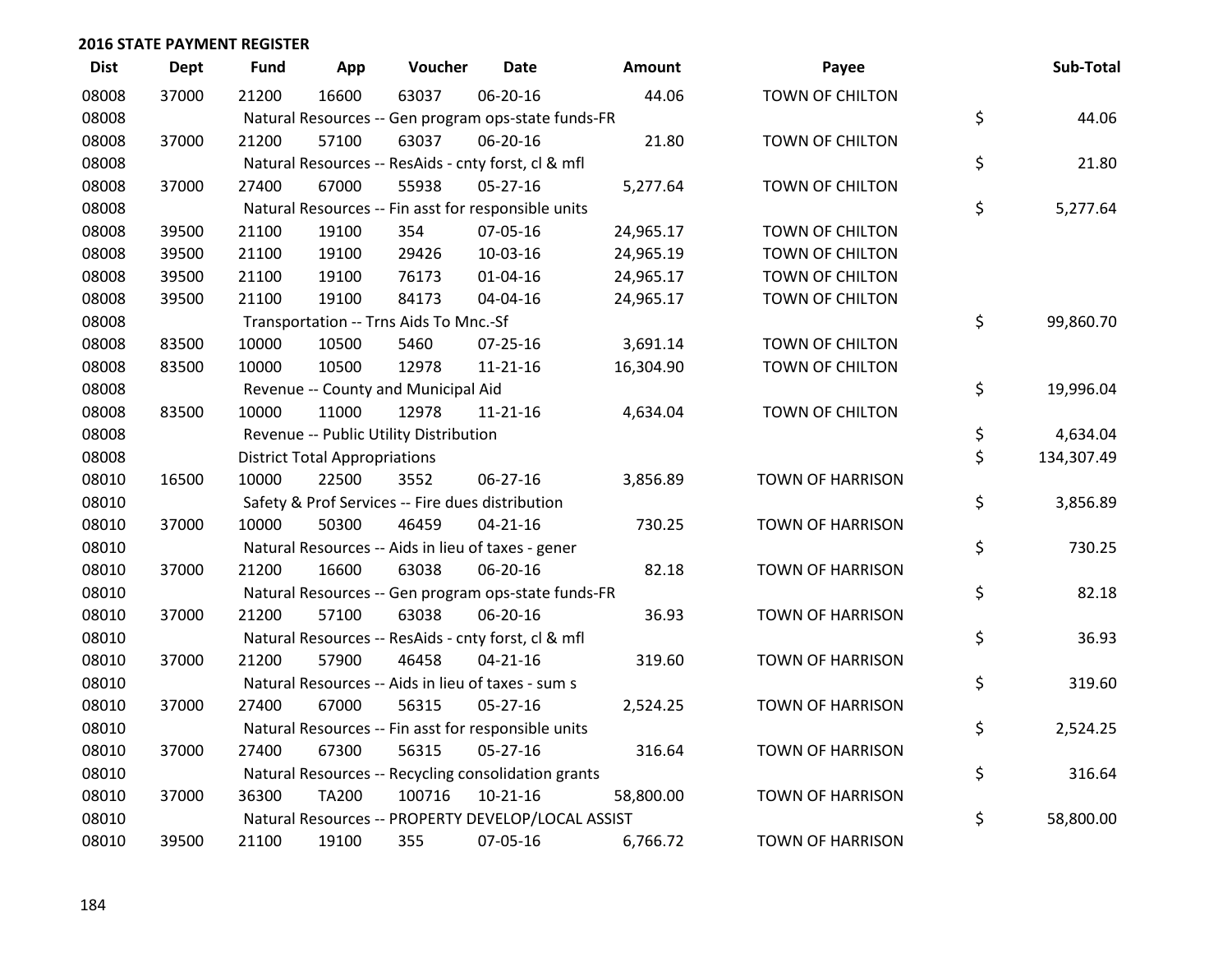## 2016 STATE PAYMENT REGISTER

| Dist | Dept | Fund | App | Voucher | Date | Amount | Payee | Sub-Total |
|---|---|---|---|---|---|---|---|---|
| 08008 | 37000 | 21200 | 16600 | 63037 | 06-20-16 | 44.06 | TOWN OF CHILTON | |
| 08008 | | Natural Resources -- Gen program ops-state funds-FR | | | | | | $ 44.06 |
| 08008 | 37000 | 21200 | 57100 | 63037 | 06-20-16 | 21.80 | TOWN OF CHILTON | |
| 08008 | | Natural Resources -- ResAids - cnty forst, cl & mfl | | | | | | $ 21.80 |
| 08008 | 37000 | 27400 | 67000 | 55938 | 05-27-16 | 5,277.64 | TOWN OF CHILTON | |
| 08008 | | Natural Resources -- Fin asst for responsible units | | | | | | $ 5,277.64 |
| 08008 | 39500 | 21100 | 19100 | 354 | 07-05-16 | 24,965.17 | TOWN OF CHILTON | |
| 08008 | 39500 | 21100 | 19100 | 29426 | 10-03-16 | 24,965.19 | TOWN OF CHILTON | |
| 08008 | 39500 | 21100 | 19100 | 76173 | 01-04-16 | 24,965.17 | TOWN OF CHILTON | |
| 08008 | 39500 | 21100 | 19100 | 84173 | 04-04-16 | 24,965.17 | TOWN OF CHILTON | |
| 08008 | | Transportation -- Trns Aids To Mnc.-Sf | | | | | | $ 99,860.70 |
| 08008 | 83500 | 10000 | 10500 | 5460 | 07-25-16 | 3,691.14 | TOWN OF CHILTON | |
| 08008 | 83500 | 10000 | 10500 | 12978 | 11-21-16 | 16,304.90 | TOWN OF CHILTON | |
| 08008 | | Revenue -- County and Municipal Aid | | | | | | $ 19,996.04 |
| 08008 | 83500 | 10000 | 11000 | 12978 | 11-21-16 | 4,634.04 | TOWN OF CHILTON | |
| 08008 | | Revenue -- Public Utility Distribution | | | | | | $ 4,634.04 |
| 08008 | | District Total Appropriations | | | | | | $ 134,307.49 |
| 08010 | 16500 | 10000 | 22500 | 3552 | 06-27-16 | 3,856.89 | TOWN OF HARRISON | |
| 08010 | | Safety & Prof Services -- Fire dues distribution | | | | | | $ 3,856.89 |
| 08010 | 37000 | 10000 | 50300 | 46459 | 04-21-16 | 730.25 | TOWN OF HARRISON | |
| 08010 | | Natural Resources -- Aids in lieu of taxes - gener | | | | | | $ 730.25 |
| 08010 | 37000 | 21200 | 16600 | 63038 | 06-20-16 | 82.18 | TOWN OF HARRISON | |
| 08010 | | Natural Resources -- Gen program ops-state funds-FR | | | | | | $ 82.18 |
| 08010 | 37000 | 21200 | 57100 | 63038 | 06-20-16 | 36.93 | TOWN OF HARRISON | |
| 08010 | | Natural Resources -- ResAids - cnty forst, cl & mfl | | | | | | $ 36.93 |
| 08010 | 37000 | 21200 | 57900 | 46458 | 04-21-16 | 319.60 | TOWN OF HARRISON | |
| 08010 | | Natural Resources -- Aids in lieu of taxes - sum s | | | | | | $ 319.60 |
| 08010 | 37000 | 27400 | 67000 | 56315 | 05-27-16 | 2,524.25 | TOWN OF HARRISON | |
| 08010 | | Natural Resources -- Fin asst for responsible units | | | | | | $ 2,524.25 |
| 08010 | 37000 | 27400 | 67300 | 56315 | 05-27-16 | 316.64 | TOWN OF HARRISON | |
| 08010 | | Natural Resources -- Recycling consolidation grants | | | | | | $ 316.64 |
| 08010 | 37000 | 36300 | TA200 | 100716 | 10-21-16 | 58,800.00 | TOWN OF HARRISON | |
| 08010 | | Natural Resources -- PROPERTY DEVELOP/LOCAL ASSIST | | | | | | $ 58,800.00 |
| 08010 | 39500 | 21100 | 19100 | 355 | 07-05-16 | 6,766.72 | TOWN OF HARRISON | |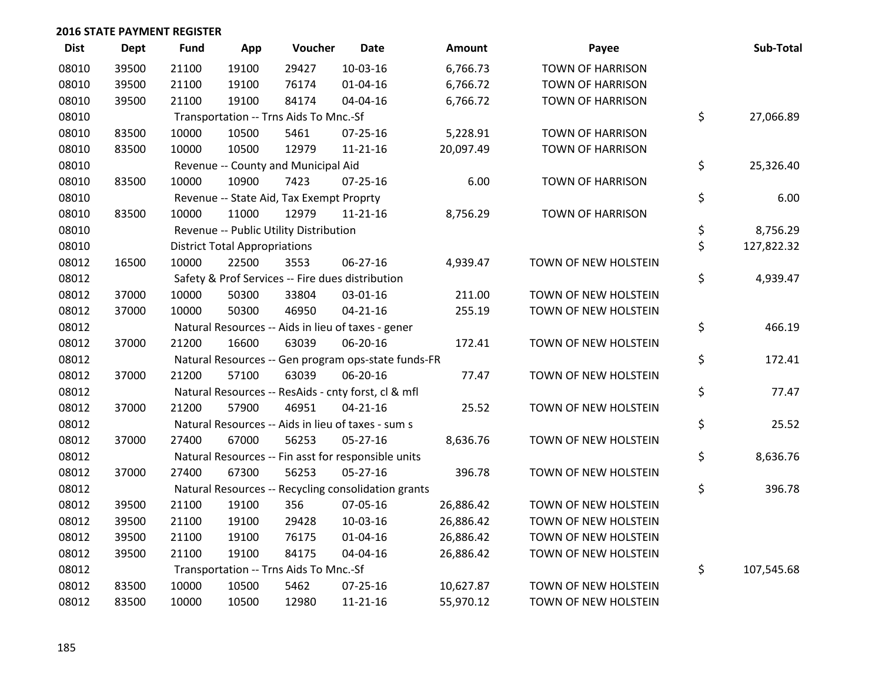## 2016 STATE PAYMENT REGISTER

| Dist | Dept | Fund | App | Voucher | Date | Amount | Payee | Sub-Total |
|---|---|---|---|---|---|---|---|---|
| 08010 | 39500 | 21100 | 19100 | 29427 | 10-03-16 | 6,766.73 | TOWN OF HARRISON | |
| 08010 | 39500 | 21100 | 19100 | 76174 | 01-04-16 | 6,766.72 | TOWN OF HARRISON | |
| 08010 | 39500 | 21100 | 19100 | 84174 | 04-04-16 | 6,766.72 | TOWN OF HARRISON | |
| 08010 | | Transportation -- Trns Aids To Mnc.-Sf | | | | | | $ 27,066.89 |
| 08010 | 83500 | 10000 | 10500 | 5461 | 07-25-16 | 5,228.91 | TOWN OF HARRISON | |
| 08010 | 83500 | 10000 | 10500 | 12979 | 11-21-16 | 20,097.49 | TOWN OF HARRISON | |
| 08010 | | Revenue -- County and Municipal Aid | | | | | | $ 25,326.40 |
| 08010 | 83500 | 10000 | 10900 | 7423 | 07-25-16 | 6.00 | TOWN OF HARRISON | |
| 08010 | | Revenue -- State Aid, Tax Exempt Proprty | | | | | | $ 6.00 |
| 08010 | 83500 | 10000 | 11000 | 12979 | 11-21-16 | 8,756.29 | TOWN OF HARRISON | |
| 08010 | | Revenue -- Public Utility Distribution | | | | | | $ 8,756.29 |
| 08010 | | District Total Appropriations | | | | | | $ 127,822.32 |
| 08012 | 16500 | 10000 | 22500 | 3553 | 06-27-16 | 4,939.47 | TOWN OF NEW HOLSTEIN | |
| 08012 | | Safety & Prof Services -- Fire dues distribution | | | | | | $ 4,939.47 |
| 08012 | 37000 | 10000 | 50300 | 33804 | 03-01-16 | 211.00 | TOWN OF NEW HOLSTEIN | |
| 08012 | 37000 | 10000 | 50300 | 46950 | 04-21-16 | 255.19 | TOWN OF NEW HOLSTEIN | |
| 08012 | | Natural Resources -- Aids in lieu of taxes - gener | | | | | | $ 466.19 |
| 08012 | 37000 | 21200 | 16600 | 63039 | 06-20-16 | 172.41 | TOWN OF NEW HOLSTEIN | |
| 08012 | | Natural Resources -- Gen program ops-state funds-FR | | | | | | $ 172.41 |
| 08012 | 37000 | 21200 | 57100 | 63039 | 06-20-16 | 77.47 | TOWN OF NEW HOLSTEIN | |
| 08012 | | Natural Resources -- ResAids - cnty forst, cl & mfl | | | | | | $ 77.47 |
| 08012 | 37000 | 21200 | 57900 | 46951 | 04-21-16 | 25.52 | TOWN OF NEW HOLSTEIN | |
| 08012 | | Natural Resources -- Aids in lieu of taxes - sum s | | | | | | $ 25.52 |
| 08012 | 37000 | 27400 | 67000 | 56253 | 05-27-16 | 8,636.76 | TOWN OF NEW HOLSTEIN | |
| 08012 | | Natural Resources -- Fin asst for responsible units | | | | | | $ 8,636.76 |
| 08012 | 37000 | 27400 | 67300 | 56253 | 05-27-16 | 396.78 | TOWN OF NEW HOLSTEIN | |
| 08012 | | Natural Resources -- Recycling consolidation grants | | | | | | $ 396.78 |
| 08012 | 39500 | 21100 | 19100 | 356 | 07-05-16 | 26,886.42 | TOWN OF NEW HOLSTEIN | |
| 08012 | 39500 | 21100 | 19100 | 29428 | 10-03-16 | 26,886.42 | TOWN OF NEW HOLSTEIN | |
| 08012 | 39500 | 21100 | 19100 | 76175 | 01-04-16 | 26,886.42 | TOWN OF NEW HOLSTEIN | |
| 08012 | 39500 | 21100 | 19100 | 84175 | 04-04-16 | 26,886.42 | TOWN OF NEW HOLSTEIN | |
| 08012 | | Transportation -- Trns Aids To Mnc.-Sf | | | | | | $ 107,545.68 |
| 08012 | 83500 | 10000 | 10500 | 5462 | 07-25-16 | 10,627.87 | TOWN OF NEW HOLSTEIN | |
| 08012 | 83500 | 10000 | 10500 | 12980 | 11-21-16 | 55,970.12 | TOWN OF NEW HOLSTEIN | |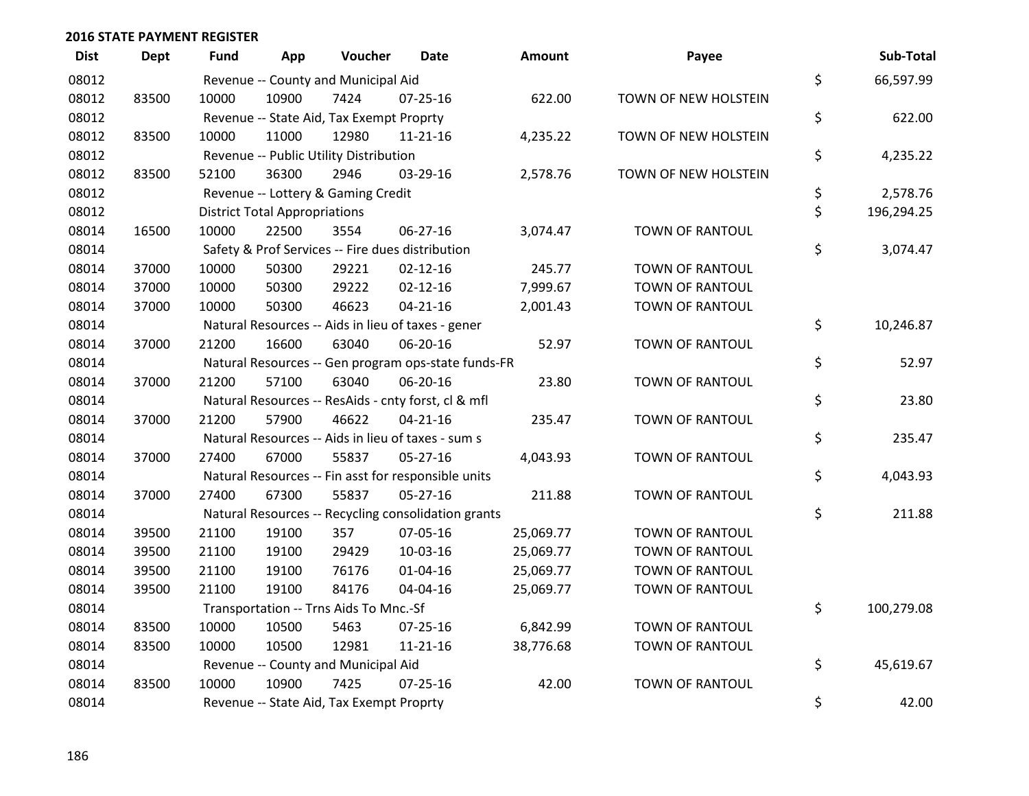**2016 STATE PAYMENT REGISTER**

| Dist | Dept | Fund | App | Voucher | Date | Amount | Payee | | Sub-Total |
|---|---|---|---|---|---|---|---|---|---|
| 08012 | | Revenue -- County and Municipal Aid | | | | | | $ | 66,597.99 |
| 08012 | 83500 | 10000 | 10900 | 7424 | 07-25-16 | 622.00 | TOWN OF NEW HOLSTEIN | | |
| 08012 | | Revenue -- State Aid, Tax Exempt Proprty | | | | | | $ | 622.00 |
| 08012 | 83500 | 10000 | 11000 | 12980 | 11-21-16 | 4,235.22 | TOWN OF NEW HOLSTEIN | | |
| 08012 | | Revenue -- Public Utility Distribution | | | | | | $ | 4,235.22 |
| 08012 | 83500 | 52100 | 36300 | 2946 | 03-29-16 | 2,578.76 | TOWN OF NEW HOLSTEIN | | |
| 08012 | | Revenue -- Lottery & Gaming Credit | | | | | | $ | 2,578.76 |
| 08012 | | District Total Appropriations | | | | | | $ | 196,294.25 |
| 08014 | 16500 | 10000 | 22500 | 3554 | 06-27-16 | 3,074.47 | TOWN OF RANTOUL | | |
| 08014 | | Safety & Prof Services -- Fire dues distribution | | | | | | $ | 3,074.47 |
| 08014 | 37000 | 10000 | 50300 | 29221 | 02-12-16 | 245.77 | TOWN OF RANTOUL | | |
| 08014 | 37000 | 10000 | 50300 | 29222 | 02-12-16 | 7,999.67 | TOWN OF RANTOUL | | |
| 08014 | 37000 | 10000 | 50300 | 46623 | 04-21-16 | 2,001.43 | TOWN OF RANTOUL | | |
| 08014 | | Natural Resources -- Aids in lieu of taxes - gener | | | | | | $ | 10,246.87 |
| 08014 | 37000 | 21200 | 16600 | 63040 | 06-20-16 | 52.97 | TOWN OF RANTOUL | | |
| 08014 | | Natural Resources -- Gen program ops-state funds-FR | | | | | | $ | 52.97 |
| 08014 | 37000 | 21200 | 57100 | 63040 | 06-20-16 | 23.80 | TOWN OF RANTOUL | | |
| 08014 | | Natural Resources -- ResAids - cnty forst, cl & mfl | | | | | | $ | 23.80 |
| 08014 | 37000 | 21200 | 57900 | 46622 | 04-21-16 | 235.47 | TOWN OF RANTOUL | | |
| 08014 | | Natural Resources -- Aids in lieu of taxes - sum s | | | | | | $ | 235.47 |
| 08014 | 37000 | 27400 | 67000 | 55837 | 05-27-16 | 4,043.93 | TOWN OF RANTOUL | | |
| 08014 | | Natural Resources -- Fin asst for responsible units | | | | | | $ | 4,043.93 |
| 08014 | 37000 | 27400 | 67300 | 55837 | 05-27-16 | 211.88 | TOWN OF RANTOUL | | |
| 08014 | | Natural Resources -- Recycling consolidation grants | | | | | | $ | 211.88 |
| 08014 | 39500 | 21100 | 19100 | 357 | 07-05-16 | 25,069.77 | TOWN OF RANTOUL | | |
| 08014 | 39500 | 21100 | 19100 | 29429 | 10-03-16 | 25,069.77 | TOWN OF RANTOUL | | |
| 08014 | 39500 | 21100 | 19100 | 76176 | 01-04-16 | 25,069.77 | TOWN OF RANTOUL | | |
| 08014 | 39500 | 21100 | 19100 | 84176 | 04-04-16 | 25,069.77 | TOWN OF RANTOUL | | |
| 08014 | | Transportation -- Trns Aids To Mnc.-Sf | | | | | | $ | 100,279.08 |
| 08014 | 83500 | 10000 | 10500 | 5463 | 07-25-16 | 6,842.99 | TOWN OF RANTOUL | | |
| 08014 | 83500 | 10000 | 10500 | 12981 | 11-21-16 | 38,776.68 | TOWN OF RANTOUL | | |
| 08014 | | Revenue -- County and Municipal Aid | | | | | | $ | 45,619.67 |
| 08014 | 83500 | 10000 | 10900 | 7425 | 07-25-16 | 42.00 | TOWN OF RANTOUL | | |
| 08014 | | Revenue -- State Aid, Tax Exempt Proprty | | | | | | $ | 42.00 |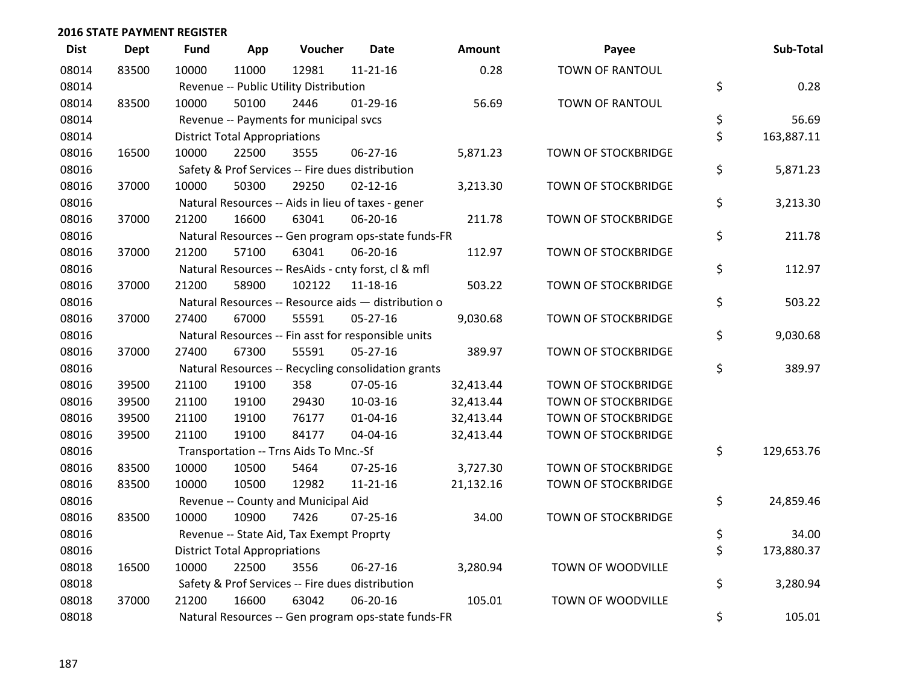## 2016 STATE PAYMENT REGISTER

| Dist | Dept | Fund | App | Voucher | Date | Amount | Payee | Sub-Total |
|---|---|---|---|---|---|---|---|---|
| 08014 | 83500 | 10000 | 11000 | 12981 | 11-21-16 | 0.28 | TOWN OF RANTOUL | |
| 08014 | | Revenue -- Public Utility Distribution | | | | | | $ 0.28 |
| 08014 | 83500 | 10000 | 50100 | 2446 | 01-29-16 | 56.69 | TOWN OF RANTOUL | |
| 08014 | | Revenue -- Payments for municipal svcs | | | | | | $ 56.69 |
| 08014 | | District Total Appropriations | | | | | | $ 163,887.11 |
| 08016 | 16500 | 10000 | 22500 | 3555 | 06-27-16 | 5,871.23 | TOWN OF STOCKBRIDGE | |
| 08016 | | Safety & Prof Services -- Fire dues distribution | | | | | | $ 5,871.23 |
| 08016 | 37000 | 10000 | 50300 | 29250 | 02-12-16 | 3,213.30 | TOWN OF STOCKBRIDGE | |
| 08016 | | Natural Resources -- Aids in lieu of taxes - gener | | | | | | $ 3,213.30 |
| 08016 | 37000 | 21200 | 16600 | 63041 | 06-20-16 | 211.78 | TOWN OF STOCKBRIDGE | |
| 08016 | | Natural Resources -- Gen program ops-state funds-FR | | | | | | $ 211.78 |
| 08016 | 37000 | 21200 | 57100 | 63041 | 06-20-16 | 112.97 | TOWN OF STOCKBRIDGE | |
| 08016 | | Natural Resources -- ResAids - cnty forst, cl & mfl | | | | | | $ 112.97 |
| 08016 | 37000 | 21200 | 58900 | 102122 | 11-18-16 | 503.22 | TOWN OF STOCKBRIDGE | |
| 08016 | | Natural Resources -- Resource aids — distribution o | | | | | | $ 503.22 |
| 08016 | 37000 | 27400 | 67000 | 55591 | 05-27-16 | 9,030.68 | TOWN OF STOCKBRIDGE | |
| 08016 | | Natural Resources -- Fin asst for responsible units | | | | | | $ 9,030.68 |
| 08016 | 37000 | 27400 | 67300 | 55591 | 05-27-16 | 389.97 | TOWN OF STOCKBRIDGE | |
| 08016 | | Natural Resources -- Recycling consolidation grants | | | | | | $ 389.97 |
| 08016 | 39500 | 21100 | 19100 | 358 | 07-05-16 | 32,413.44 | TOWN OF STOCKBRIDGE | |
| 08016 | 39500 | 21100 | 19100 | 29430 | 10-03-16 | 32,413.44 | TOWN OF STOCKBRIDGE | |
| 08016 | 39500 | 21100 | 19100 | 76177 | 01-04-16 | 32,413.44 | TOWN OF STOCKBRIDGE | |
| 08016 | 39500 | 21100 | 19100 | 84177 | 04-04-16 | 32,413.44 | TOWN OF STOCKBRIDGE | |
| 08016 | | Transportation -- Trns Aids To Mnc.-Sf | | | | | | $ 129,653.76 |
| 08016 | 83500 | 10000 | 10500 | 5464 | 07-25-16 | 3,727.30 | TOWN OF STOCKBRIDGE | |
| 08016 | 83500 | 10000 | 10500 | 12982 | 11-21-16 | 21,132.16 | TOWN OF STOCKBRIDGE | |
| 08016 | | Revenue -- County and Municipal Aid | | | | | | $ 24,859.46 |
| 08016 | 83500 | 10000 | 10900 | 7426 | 07-25-16 | 34.00 | TOWN OF STOCKBRIDGE | |
| 08016 | | Revenue -- State Aid, Tax Exempt Proprty | | | | | | $ 34.00 |
| 08016 | | District Total Appropriations | | | | | | $ 173,880.37 |
| 08018 | 16500 | 10000 | 22500 | 3556 | 06-27-16 | 3,280.94 | TOWN OF WOODVILLE | |
| 08018 | | Safety & Prof Services -- Fire dues distribution | | | | | | $ 3,280.94 |
| 08018 | 37000 | 21200 | 16600 | 63042 | 06-20-16 | 105.01 | TOWN OF WOODVILLE | |
| 08018 | | Natural Resources -- Gen program ops-state funds-FR | | | | | | $ 105.01 |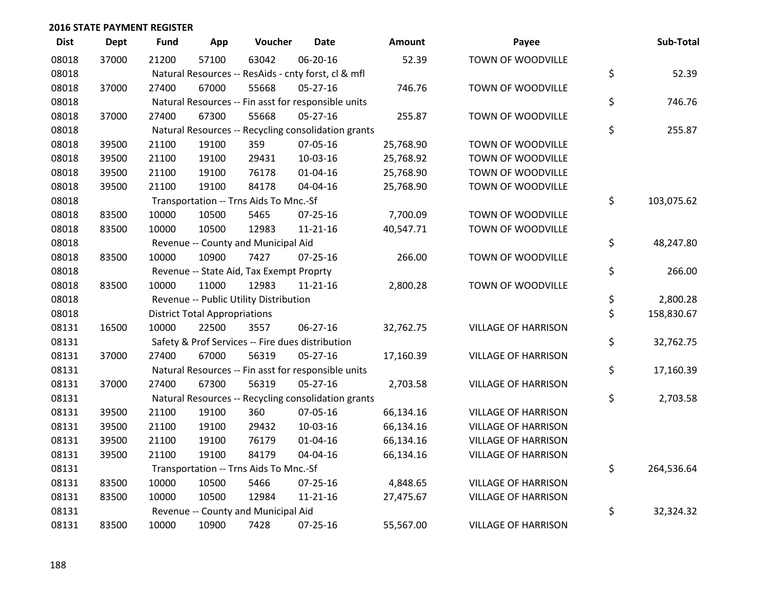**2016 STATE PAYMENT REGISTER**

| Dist | Dept | Fund | App | Voucher | Date | Amount | Payee | Sub-Total |
|---|---|---|---|---|---|---|---|---|
| 08018 | 37000 | 21200 | 57100 | 63042 | 06-20-16 | 52.39 | TOWN OF WOODVILLE | |
| 08018 | | Natural Resources -- ResAids - cnty forst, cl & mfl | | | | | | $ 52.39 |
| 08018 | 37000 | 27400 | 67000 | 55668 | 05-27-16 | 746.76 | TOWN OF WOODVILLE | |
| 08018 | | Natural Resources -- Fin asst for responsible units | | | | | | $ 746.76 |
| 08018 | 37000 | 27400 | 67300 | 55668 | 05-27-16 | 255.87 | TOWN OF WOODVILLE | |
| 08018 | | Natural Resources -- Recycling consolidation grants | | | | | | $ 255.87 |
| 08018 | 39500 | 21100 | 19100 | 359 | 07-05-16 | 25,768.90 | TOWN OF WOODVILLE | |
| 08018 | 39500 | 21100 | 19100 | 29431 | 10-03-16 | 25,768.92 | TOWN OF WOODVILLE | |
| 08018 | 39500 | 21100 | 19100 | 76178 | 01-04-16 | 25,768.90 | TOWN OF WOODVILLE | |
| 08018 | 39500 | 21100 | 19100 | 84178 | 04-04-16 | 25,768.90 | TOWN OF WOODVILLE | |
| 08018 | | Transportation -- Trns Aids To Mnc.-Sf | | | | | | $ 103,075.62 |
| 08018 | 83500 | 10000 | 10500 | 5465 | 07-25-16 | 7,700.09 | TOWN OF WOODVILLE | |
| 08018 | 83500 | 10000 | 10500 | 12983 | 11-21-16 | 40,547.71 | TOWN OF WOODVILLE | |
| 08018 | | Revenue -- County and Municipal Aid | | | | | | $ 48,247.80 |
| 08018 | 83500 | 10000 | 10900 | 7427 | 07-25-16 | 266.00 | TOWN OF WOODVILLE | |
| 08018 | | Revenue -- State Aid, Tax Exempt Proprty | | | | | | $ 266.00 |
| 08018 | 83500 | 10000 | 11000 | 12983 | 11-21-16 | 2,800.28 | TOWN OF WOODVILLE | |
| 08018 | | Revenue -- Public Utility Distribution | | | | | | $ 2,800.28 |
| 08018 | | District Total Appropriations | | | | | | $ 158,830.67 |
| 08131 | 16500 | 10000 | 22500 | 3557 | 06-27-16 | 32,762.75 | VILLAGE OF HARRISON | |
| 08131 | | Safety & Prof Services -- Fire dues distribution | | | | | | $ 32,762.75 |
| 08131 | 37000 | 27400 | 67000 | 56319 | 05-27-16 | 17,160.39 | VILLAGE OF HARRISON | |
| 08131 | | Natural Resources -- Fin asst for responsible units | | | | | | $ 17,160.39 |
| 08131 | 37000 | 27400 | 67300 | 56319 | 05-27-16 | 2,703.58 | VILLAGE OF HARRISON | |
| 08131 | | Natural Resources -- Recycling consolidation grants | | | | | | $ 2,703.58 |
| 08131 | 39500 | 21100 | 19100 | 360 | 07-05-16 | 66,134.16 | VILLAGE OF HARRISON | |
| 08131 | 39500 | 21100 | 19100 | 29432 | 10-03-16 | 66,134.16 | VILLAGE OF HARRISON | |
| 08131 | 39500 | 21100 | 19100 | 76179 | 01-04-16 | 66,134.16 | VILLAGE OF HARRISON | |
| 08131 | 39500 | 21100 | 19100 | 84179 | 04-04-16 | 66,134.16 | VILLAGE OF HARRISON | |
| 08131 | | Transportation -- Trns Aids To Mnc.-Sf | | | | | | $ 264,536.64 |
| 08131 | 83500 | 10000 | 10500 | 5466 | 07-25-16 | 4,848.65 | VILLAGE OF HARRISON | |
| 08131 | 83500 | 10000 | 10500 | 12984 | 11-21-16 | 27,475.67 | VILLAGE OF HARRISON | |
| 08131 | | Revenue -- County and Municipal Aid | | | | | | $ 32,324.32 |
| 08131 | 83500 | 10000 | 10900 | 7428 | 07-25-16 | 55,567.00 | VILLAGE OF HARRISON | |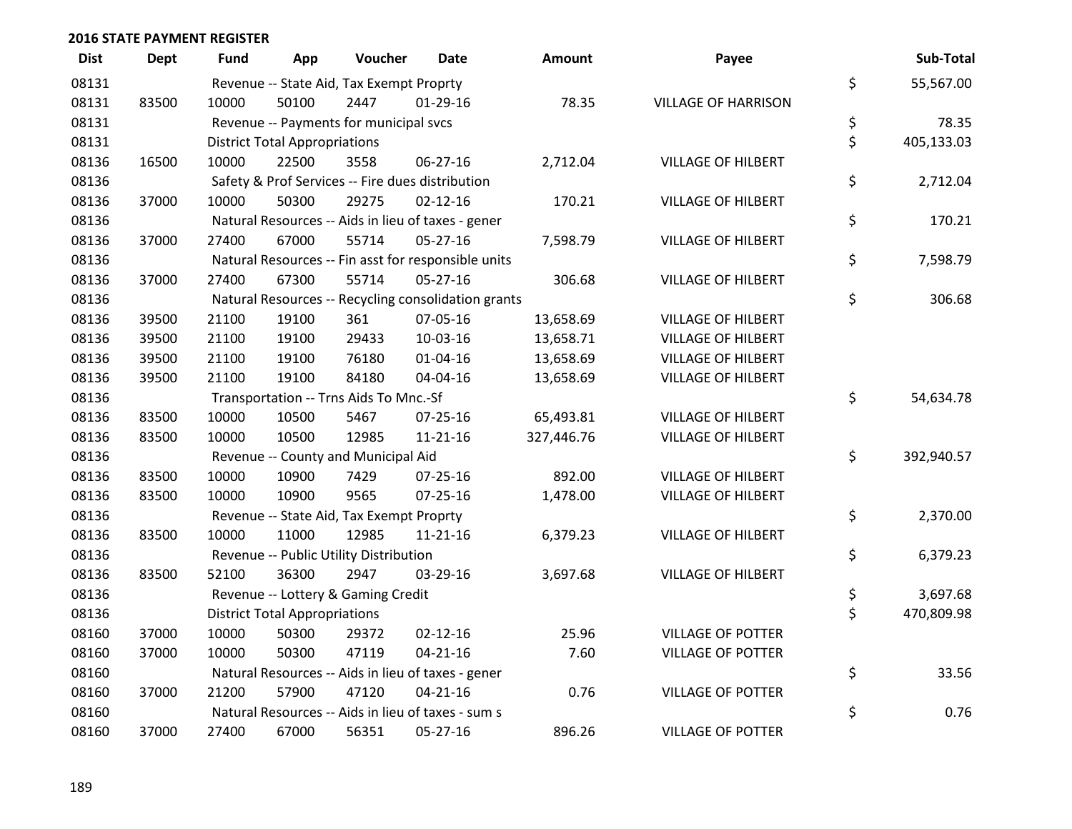## 2016 STATE PAYMENT REGISTER

| Dist | Dept | Fund | App | Voucher | Date | Amount | Payee | | Sub-Total |
|---|---|---|---|---|---|---|---|---|---|
| 08131 | | Revenue -- State Aid, Tax Exempt Proprty | | | | | | $ | 55,567.00 |
| 08131 | 83500 | 10000 | 50100 | 2447 | 01-29-16 | 78.35 | VILLAGE OF HARRISON | | |
| 08131 | | Revenue -- Payments for municipal svcs | | | | | | $ | 78.35 |
| 08131 | | District Total Appropriations | | | | | | $ | 405,133.03 |
| 08136 | 16500 | 10000 | 22500 | 3558 | 06-27-16 | 2,712.04 | VILLAGE OF HILBERT | | |
| 08136 | | Safety & Prof Services -- Fire dues distribution | | | | | | $ | 2,712.04 |
| 08136 | 37000 | 10000 | 50300 | 29275 | 02-12-16 | 170.21 | VILLAGE OF HILBERT | | |
| 08136 | | Natural Resources -- Aids in lieu of taxes - gener | | | | | | $ | 170.21 |
| 08136 | 37000 | 27400 | 67000 | 55714 | 05-27-16 | 7,598.79 | VILLAGE OF HILBERT | | |
| 08136 | | Natural Resources -- Fin asst for responsible units | | | | | | $ | 7,598.79 |
| 08136 | 37000 | 27400 | 67300 | 55714 | 05-27-16 | 306.68 | VILLAGE OF HILBERT | | |
| 08136 | | Natural Resources -- Recycling consolidation grants | | | | | | $ | 306.68 |
| 08136 | 39500 | 21100 | 19100 | 361 | 07-05-16 | 13,658.69 | VILLAGE OF HILBERT | | |
| 08136 | 39500 | 21100 | 19100 | 29433 | 10-03-16 | 13,658.71 | VILLAGE OF HILBERT | | |
| 08136 | 39500 | 21100 | 19100 | 76180 | 01-04-16 | 13,658.69 | VILLAGE OF HILBERT | | |
| 08136 | 39500 | 21100 | 19100 | 84180 | 04-04-16 | 13,658.69 | VILLAGE OF HILBERT | | |
| 08136 | | Transportation -- Trns Aids To Mnc.-Sf | | | | | | $ | 54,634.78 |
| 08136 | 83500 | 10000 | 10500 | 5467 | 07-25-16 | 65,493.81 | VILLAGE OF HILBERT | | |
| 08136 | 83500 | 10000 | 10500 | 12985 | 11-21-16 | 327,446.76 | VILLAGE OF HILBERT | | |
| 08136 | | Revenue -- County and Municipal Aid | | | | | | $ | 392,940.57 |
| 08136 | 83500 | 10000 | 10900 | 7429 | 07-25-16 | 892.00 | VILLAGE OF HILBERT | | |
| 08136 | 83500 | 10000 | 10900 | 9565 | 07-25-16 | 1,478.00 | VILLAGE OF HILBERT | | |
| 08136 | | Revenue -- State Aid, Tax Exempt Proprty | | | | | | $ | 2,370.00 |
| 08136 | 83500 | 10000 | 11000 | 12985 | 11-21-16 | 6,379.23 | VILLAGE OF HILBERT | | |
| 08136 | | Revenue -- Public Utility Distribution | | | | | | $ | 6,379.23 |
| 08136 | 83500 | 52100 | 36300 | 2947 | 03-29-16 | 3,697.68 | VILLAGE OF HILBERT | | |
| 08136 | | Revenue -- Lottery & Gaming Credit | | | | | | $ | 3,697.68 |
| 08136 | | District Total Appropriations | | | | | | $ | 470,809.98 |
| 08160 | 37000 | 10000 | 50300 | 29372 | 02-12-16 | 25.96 | VILLAGE OF POTTER | | |
| 08160 | 37000 | 10000 | 50300 | 47119 | 04-21-16 | 7.60 | VILLAGE OF POTTER | | |
| 08160 | | Natural Resources -- Aids in lieu of taxes - gener | | | | | | $ | 33.56 |
| 08160 | 37000 | 21200 | 57900 | 47120 | 04-21-16 | 0.76 | VILLAGE OF POTTER | | |
| 08160 | | Natural Resources -- Aids in lieu of taxes - sum s | | | | | | $ | 0.76 |
| 08160 | 37000 | 27400 | 67000 | 56351 | 05-27-16 | 896.26 | VILLAGE OF POTTER | | |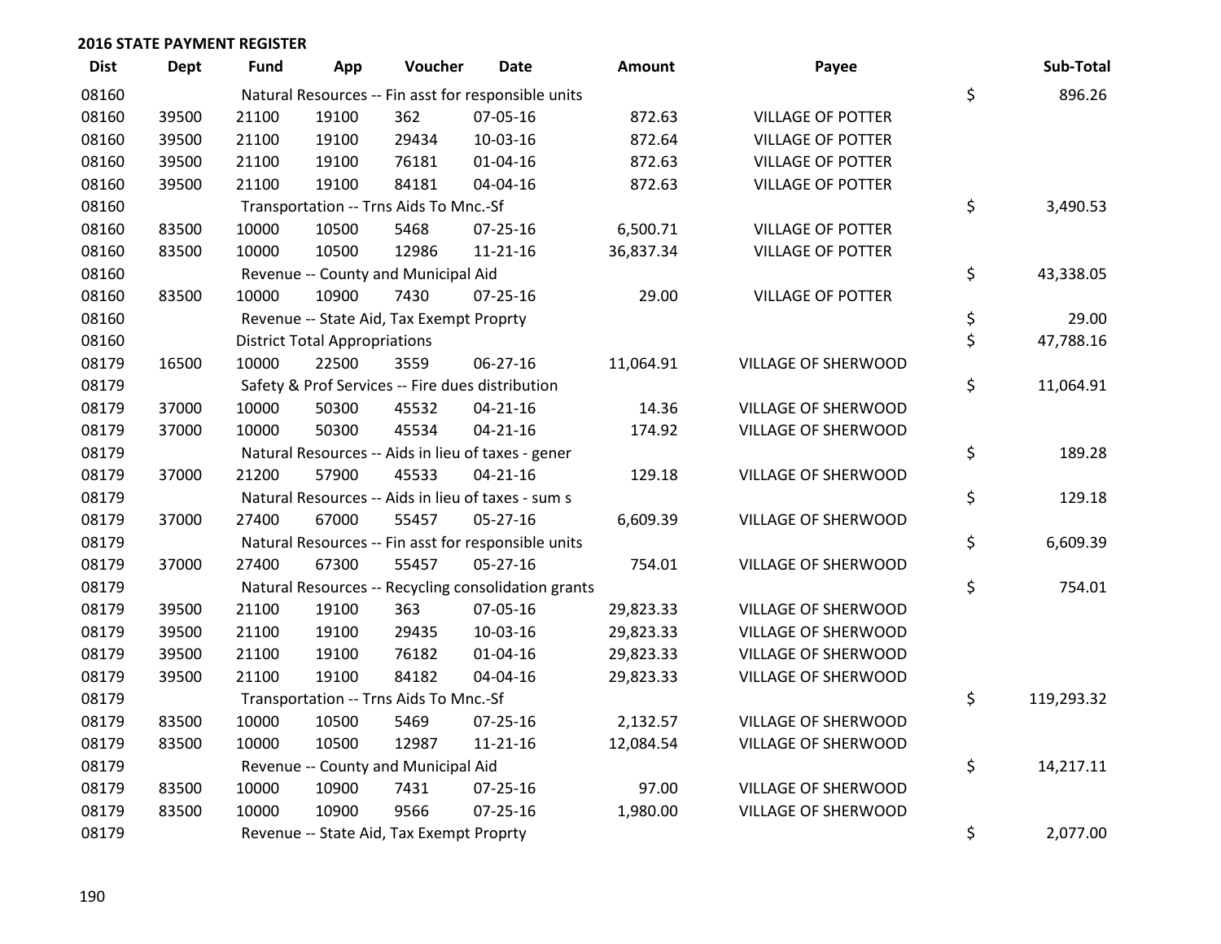**2016 STATE PAYMENT REGISTER**

| Dist | Dept | Fund | App | Voucher | Date | Amount | Payee | | Sub-Total |
|---|---|---|---|---|---|---|---|---|---|
| 08160 | | Natural Resources -- Fin asst for responsible units | | | | | | $ | 896.26 |
| 08160 | 39500 | 21100 | 19100 | 362 | 07-05-16 | 872.63 | VILLAGE OF POTTER | | |
| 08160 | 39500 | 21100 | 19100 | 29434 | 10-03-16 | 872.64 | VILLAGE OF POTTER | | |
| 08160 | 39500 | 21100 | 19100 | 76181 | 01-04-16 | 872.63 | VILLAGE OF POTTER | | |
| 08160 | 39500 | 21100 | 19100 | 84181 | 04-04-16 | 872.63 | VILLAGE OF POTTER | | |
| 08160 | | Transportation -- Trns Aids To Mnc.-Sf | | | | | | $ | 3,490.53 |
| 08160 | 83500 | 10000 | 10500 | 5468 | 07-25-16 | 6,500.71 | VILLAGE OF POTTER | | |
| 08160 | 83500 | 10000 | 10500 | 12986 | 11-21-16 | 36,837.34 | VILLAGE OF POTTER | | |
| 08160 | | Revenue -- County and Municipal Aid | | | | | | $ | 43,338.05 |
| 08160 | 83500 | 10000 | 10900 | 7430 | 07-25-16 | 29.00 | VILLAGE OF POTTER | | |
| 08160 | | Revenue -- State Aid, Tax Exempt Proprty | | | | | | $ | 29.00 |
| 08160 | | District Total Appropriations | | | | | | $ | 47,788.16 |
| 08179 | 16500 | 10000 | 22500 | 3559 | 06-27-16 | 11,064.91 | VILLAGE OF SHERWOOD | | |
| 08179 | | Safety & Prof Services -- Fire dues distribution | | | | | | $ | 11,064.91 |
| 08179 | 37000 | 10000 | 50300 | 45532 | 04-21-16 | 14.36 | VILLAGE OF SHERWOOD | | |
| 08179 | 37000 | 10000 | 50300 | 45534 | 04-21-16 | 174.92 | VILLAGE OF SHERWOOD | | |
| 08179 | | Natural Resources -- Aids in lieu of taxes - gener | | | | | | $ | 189.28 |
| 08179 | 37000 | 21200 | 57900 | 45533 | 04-21-16 | 129.18 | VILLAGE OF SHERWOOD | | |
| 08179 | | Natural Resources -- Aids in lieu of taxes - sum s | | | | | | $ | 129.18 |
| 08179 | 37000 | 27400 | 67000 | 55457 | 05-27-16 | 6,609.39 | VILLAGE OF SHERWOOD | | |
| 08179 | | Natural Resources -- Fin asst for responsible units | | | | | | $ | 6,609.39 |
| 08179 | 37000 | 27400 | 67300 | 55457 | 05-27-16 | 754.01 | VILLAGE OF SHERWOOD | | |
| 08179 | | Natural Resources -- Recycling consolidation grants | | | | | | $ | 754.01 |
| 08179 | 39500 | 21100 | 19100 | 363 | 07-05-16 | 29,823.33 | VILLAGE OF SHERWOOD | | |
| 08179 | 39500 | 21100 | 19100 | 29435 | 10-03-16 | 29,823.33 | VILLAGE OF SHERWOOD | | |
| 08179 | 39500 | 21100 | 19100 | 76182 | 01-04-16 | 29,823.33 | VILLAGE OF SHERWOOD | | |
| 08179 | 39500 | 21100 | 19100 | 84182 | 04-04-16 | 29,823.33 | VILLAGE OF SHERWOOD | | |
| 08179 | | Transportation -- Trns Aids To Mnc.-Sf | | | | | | $ | 119,293.32 |
| 08179 | 83500 | 10000 | 10500 | 5469 | 07-25-16 | 2,132.57 | VILLAGE OF SHERWOOD | | |
| 08179 | 83500 | 10000 | 10500 | 12987 | 11-21-16 | 12,084.54 | VILLAGE OF SHERWOOD | | |
| 08179 | | Revenue -- County and Municipal Aid | | | | | | $ | 14,217.11 |
| 08179 | 83500 | 10000 | 10900 | 7431 | 07-25-16 | 97.00 | VILLAGE OF SHERWOOD | | |
| 08179 | 83500 | 10000 | 10900 | 9566 | 07-25-16 | 1,980.00 | VILLAGE OF SHERWOOD | | |
| 08179 | | Revenue -- State Aid, Tax Exempt Proprty | | | | | | $ | 2,077.00 |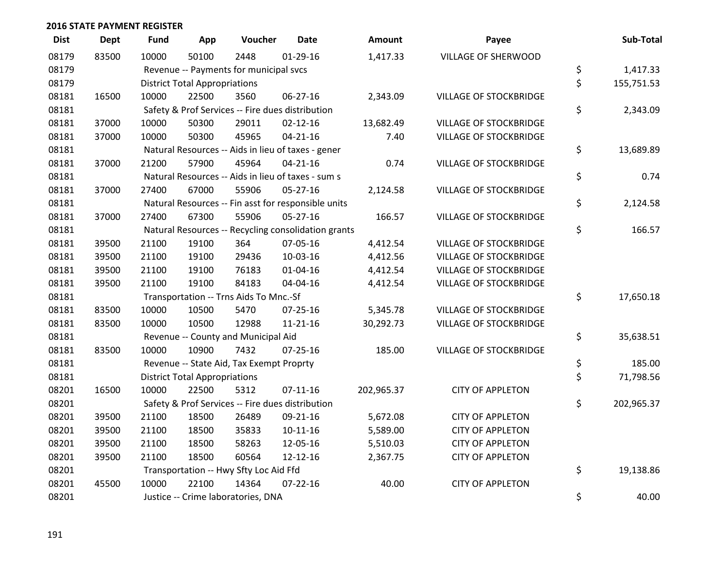**2016 STATE PAYMENT REGISTER**

| Dist | Dept | Fund | App | Voucher | Date | Amount | Payee | Sub-Total |
|---|---|---|---|---|---|---|---|---|
| 08179 | 83500 | 10000 | 50100 | 2448 | 01-29-16 | 1,417.33 | VILLAGE OF SHERWOOD | |
| 08179 | | Revenue -- Payments for municipal svcs | | | | | | $ 1,417.33 |
| 08179 | | District Total Appropriations | | | | | | $ 155,751.53 |
| 08181 | 16500 | 10000 | 22500 | 3560 | 06-27-16 | 2,343.09 | VILLAGE OF STOCKBRIDGE | |
| 08181 | | Safety & Prof Services -- Fire dues distribution | | | | | | $ 2,343.09 |
| 08181 | 37000 | 10000 | 50300 | 29011 | 02-12-16 | 13,682.49 | VILLAGE OF STOCKBRIDGE | |
| 08181 | 37000 | 10000 | 50300 | 45965 | 04-21-16 | 7.40 | VILLAGE OF STOCKBRIDGE | |
| 08181 | | Natural Resources -- Aids in lieu of taxes - gener | | | | | | $ 13,689.89 |
| 08181 | 37000 | 21200 | 57900 | 45964 | 04-21-16 | 0.74 | VILLAGE OF STOCKBRIDGE | |
| 08181 | | Natural Resources -- Aids in lieu of taxes - sum s | | | | | | $ 0.74 |
| 08181 | 37000 | 27400 | 67000 | 55906 | 05-27-16 | 2,124.58 | VILLAGE OF STOCKBRIDGE | |
| 08181 | | Natural Resources -- Fin asst for responsible units | | | | | | $ 2,124.58 |
| 08181 | 37000 | 27400 | 67300 | 55906 | 05-27-16 | 166.57 | VILLAGE OF STOCKBRIDGE | |
| 08181 | | Natural Resources -- Recycling consolidation grants | | | | | | $ 166.57 |
| 08181 | 39500 | 21100 | 19100 | 364 | 07-05-16 | 4,412.54 | VILLAGE OF STOCKBRIDGE | |
| 08181 | 39500 | 21100 | 19100 | 29436 | 10-03-16 | 4,412.56 | VILLAGE OF STOCKBRIDGE | |
| 08181 | 39500 | 21100 | 19100 | 76183 | 01-04-16 | 4,412.54 | VILLAGE OF STOCKBRIDGE | |
| 08181 | 39500 | 21100 | 19100 | 84183 | 04-04-16 | 4,412.54 | VILLAGE OF STOCKBRIDGE | |
| 08181 | | Transportation -- Trns Aids To Mnc.-Sf | | | | | | $ 17,650.18 |
| 08181 | 83500 | 10000 | 10500 | 5470 | 07-25-16 | 5,345.78 | VILLAGE OF STOCKBRIDGE | |
| 08181 | 83500 | 10000 | 10500 | 12988 | 11-21-16 | 30,292.73 | VILLAGE OF STOCKBRIDGE | |
| 08181 | | Revenue -- County and Municipal Aid | | | | | | $ 35,638.51 |
| 08181 | 83500 | 10000 | 10900 | 7432 | 07-25-16 | 185.00 | VILLAGE OF STOCKBRIDGE | |
| 08181 | | Revenue -- State Aid, Tax Exempt Proprty | | | | | | $ 185.00 |
| 08181 | | District Total Appropriations | | | | | | $ 71,798.56 |
| 08201 | 16500 | 10000 | 22500 | 5312 | 07-11-16 | 202,965.37 | CITY OF APPLETON | |
| 08201 | | Safety & Prof Services -- Fire dues distribution | | | | | | $ 202,965.37 |
| 08201 | 39500 | 21100 | 18500 | 26489 | 09-21-16 | 5,672.08 | CITY OF APPLETON | |
| 08201 | 39500 | 21100 | 18500 | 35833 | 10-11-16 | 5,589.00 | CITY OF APPLETON | |
| 08201 | 39500 | 21100 | 18500 | 58263 | 12-05-16 | 5,510.03 | CITY OF APPLETON | |
| 08201 | 39500 | 21100 | 18500 | 60564 | 12-12-16 | 2,367.75 | CITY OF APPLETON | |
| 08201 | | Transportation -- Hwy Sfty Loc Aid Ffd | | | | | | $ 19,138.86 |
| 08201 | 45500 | 10000 | 22100 | 14364 | 07-22-16 | 40.00 | CITY OF APPLETON | |
| 08201 | | Justice -- Crime laboratories, DNA | | | | | | $ 40.00 |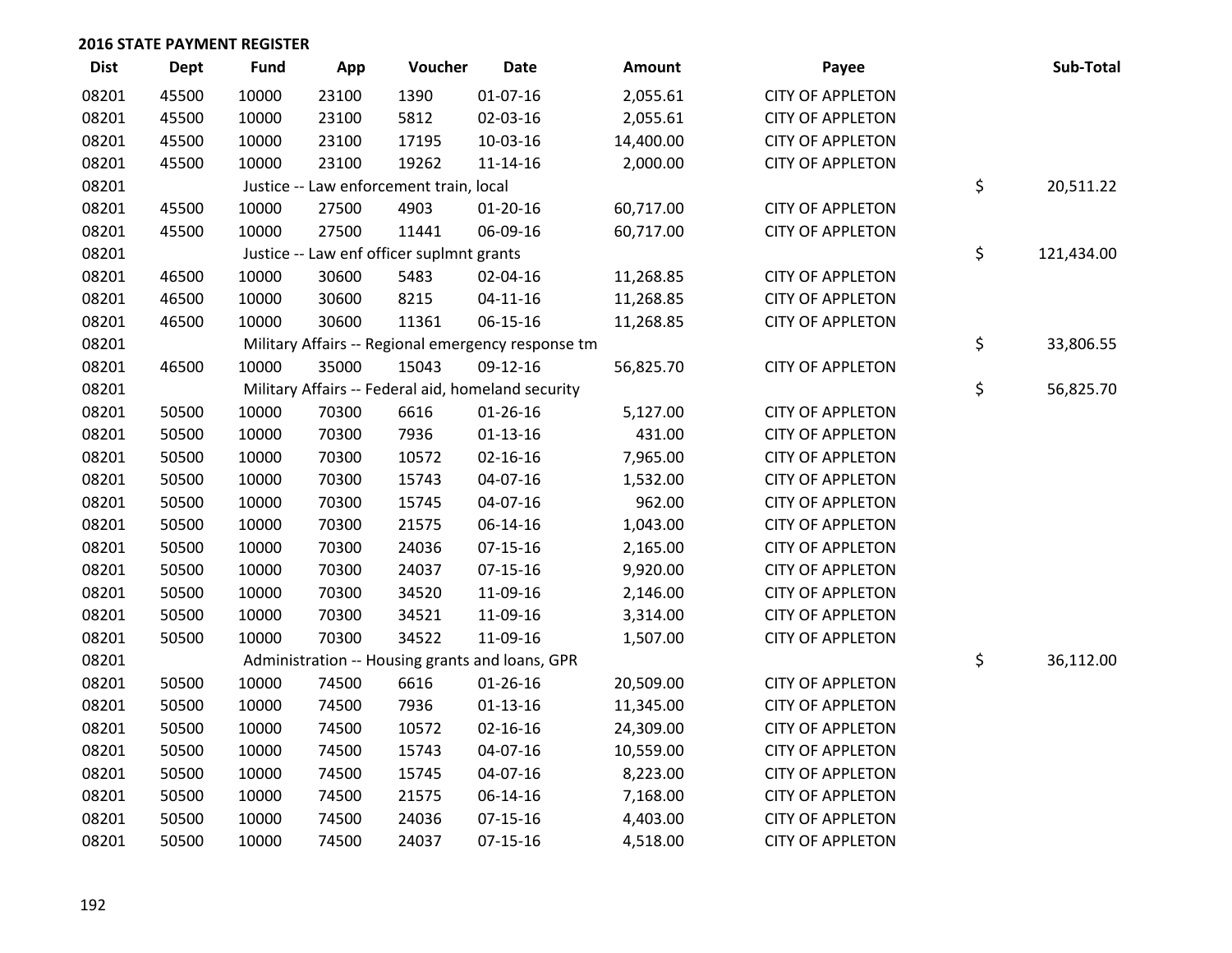**2016 STATE PAYMENT REGISTER**

| Dist | Dept | Fund | App | Voucher | Date | Amount | Payee | Sub-Total |
|---|---|---|---|---|---|---|---|---|
| 08201 | 45500 | 10000 | 23100 | 1390 | 01-07-16 | 2,055.61 | CITY OF APPLETON | |
| 08201 | 45500 | 10000 | 23100 | 5812 | 02-03-16 | 2,055.61 | CITY OF APPLETON | |
| 08201 | 45500 | 10000 | 23100 | 17195 | 10-03-16 | 14,400.00 | CITY OF APPLETON | |
| 08201 | 45500 | 10000 | 23100 | 19262 | 11-14-16 | 2,000.00 | CITY OF APPLETON | |
| 08201 | | Justice -- Law enforcement train, local | | | | | | $ 20,511.22 |
| 08201 | 45500 | 10000 | 27500 | 4903 | 01-20-16 | 60,717.00 | CITY OF APPLETON | |
| 08201 | 45500 | 10000 | 27500 | 11441 | 06-09-16 | 60,717.00 | CITY OF APPLETON | |
| 08201 | | Justice -- Law enf officer suplmnt grants | | | | | | $ 121,434.00 |
| 08201 | 46500 | 10000 | 30600 | 5483 | 02-04-16 | 11,268.85 | CITY OF APPLETON | |
| 08201 | 46500 | 10000 | 30600 | 8215 | 04-11-16 | 11,268.85 | CITY OF APPLETON | |
| 08201 | 46500 | 10000 | 30600 | 11361 | 06-15-16 | 11,268.85 | CITY OF APPLETON | |
| 08201 | | Military Affairs -- Regional emergency response tm | | | | | | $ 33,806.55 |
| 08201 | 46500 | 10000 | 35000 | 15043 | 09-12-16 | 56,825.70 | CITY OF APPLETON | |
| 08201 | | Military Affairs -- Federal aid, homeland security | | | | | | $ 56,825.70 |
| 08201 | 50500 | 10000 | 70300 | 6616 | 01-26-16 | 5,127.00 | CITY OF APPLETON | |
| 08201 | 50500 | 10000 | 70300 | 7936 | 01-13-16 | 431.00 | CITY OF APPLETON | |
| 08201 | 50500 | 10000 | 70300 | 10572 | 02-16-16 | 7,965.00 | CITY OF APPLETON | |
| 08201 | 50500 | 10000 | 70300 | 15743 | 04-07-16 | 1,532.00 | CITY OF APPLETON | |
| 08201 | 50500 | 10000 | 70300 | 15745 | 04-07-16 | 962.00 | CITY OF APPLETON | |
| 08201 | 50500 | 10000 | 70300 | 21575 | 06-14-16 | 1,043.00 | CITY OF APPLETON | |
| 08201 | 50500 | 10000 | 70300 | 24036 | 07-15-16 | 2,165.00 | CITY OF APPLETON | |
| 08201 | 50500 | 10000 | 70300 | 24037 | 07-15-16 | 9,920.00 | CITY OF APPLETON | |
| 08201 | 50500 | 10000 | 70300 | 34520 | 11-09-16 | 2,146.00 | CITY OF APPLETON | |
| 08201 | 50500 | 10000 | 70300 | 34521 | 11-09-16 | 3,314.00 | CITY OF APPLETON | |
| 08201 | 50500 | 10000 | 70300 | 34522 | 11-09-16 | 1,507.00 | CITY OF APPLETON | |
| 08201 | | Administration -- Housing grants and loans, GPR | | | | | | $ 36,112.00 |
| 08201 | 50500 | 10000 | 74500 | 6616 | 01-26-16 | 20,509.00 | CITY OF APPLETON | |
| 08201 | 50500 | 10000 | 74500 | 7936 | 01-13-16 | 11,345.00 | CITY OF APPLETON | |
| 08201 | 50500 | 10000 | 74500 | 10572 | 02-16-16 | 24,309.00 | CITY OF APPLETON | |
| 08201 | 50500 | 10000 | 74500 | 15743 | 04-07-16 | 10,559.00 | CITY OF APPLETON | |
| 08201 | 50500 | 10000 | 74500 | 15745 | 04-07-16 | 8,223.00 | CITY OF APPLETON | |
| 08201 | 50500 | 10000 | 74500 | 21575 | 06-14-16 | 7,168.00 | CITY OF APPLETON | |
| 08201 | 50500 | 10000 | 74500 | 24036 | 07-15-16 | 4,403.00 | CITY OF APPLETON | |
| 08201 | 50500 | 10000 | 74500 | 24037 | 07-15-16 | 4,518.00 | CITY OF APPLETON | |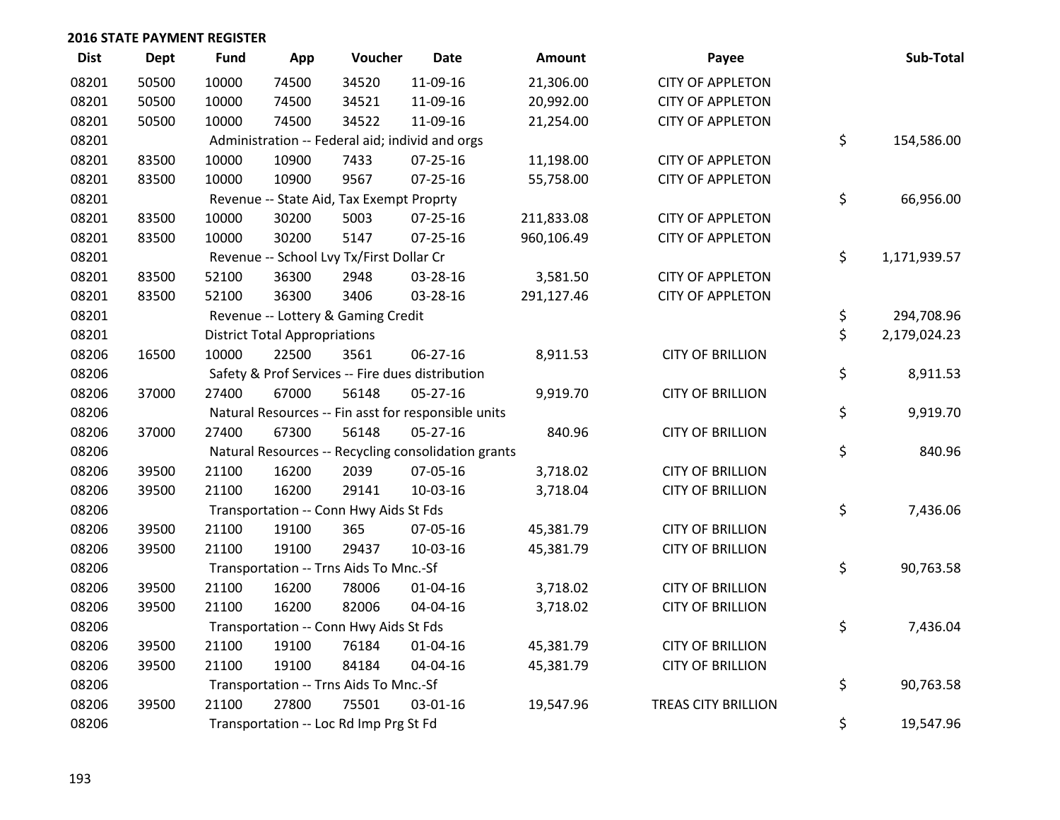## 2016 STATE PAYMENT REGISTER

| Dist | Dept | Fund | App | Voucher | Date | Amount | Payee | Sub-Total |
|---|---|---|---|---|---|---|---|---|
| 08201 | 50500 | 10000 | 74500 | 34520 | 11-09-16 | 21,306.00 | CITY OF APPLETON | |
| 08201 | 50500 | 10000 | 74500 | 34521 | 11-09-16 | 20,992.00 | CITY OF APPLETON | |
| 08201 | 50500 | 10000 | 74500 | 34522 | 11-09-16 | 21,254.00 | CITY OF APPLETON | |
| 08201 | | Administration -- Federal aid; individ and orgs | | | | | | $ 154,586.00 |
| 08201 | 83500 | 10000 | 10900 | 7433 | 07-25-16 | 11,198.00 | CITY OF APPLETON | |
| 08201 | 83500 | 10000 | 10900 | 9567 | 07-25-16 | 55,758.00 | CITY OF APPLETON | |
| 08201 | | Revenue -- State Aid, Tax Exempt Proprty | | | | | | $ 66,956.00 |
| 08201 | 83500 | 10000 | 30200 | 5003 | 07-25-16 | 211,833.08 | CITY OF APPLETON | |
| 08201 | 83500 | 10000 | 30200 | 5147 | 07-25-16 | 960,106.49 | CITY OF APPLETON | |
| 08201 | | Revenue -- School Lvy Tx/First Dollar Cr | | | | | | $ 1,171,939.57 |
| 08201 | 83500 | 52100 | 36300 | 2948 | 03-28-16 | 3,581.50 | CITY OF APPLETON | |
| 08201 | 83500 | 52100 | 36300 | 3406 | 03-28-16 | 291,127.46 | CITY OF APPLETON | |
| 08201 | | Revenue -- Lottery & Gaming Credit | | | | | | $ 294,708.96 |
| 08201 | | District Total Appropriations | | | | | | $ 2,179,024.23 |
| 08206 | 16500 | 10000 | 22500 | 3561 | 06-27-16 | 8,911.53 | CITY OF BRILLION | |
| 08206 | | Safety & Prof Services -- Fire dues distribution | | | | | | $ 8,911.53 |
| 08206 | 37000 | 27400 | 67000 | 56148 | 05-27-16 | 9,919.70 | CITY OF BRILLION | |
| 08206 | | Natural Resources -- Fin asst for responsible units | | | | | | $ 9,919.70 |
| 08206 | 37000 | 27400 | 67300 | 56148 | 05-27-16 | 840.96 | CITY OF BRILLION | |
| 08206 | | Natural Resources -- Recycling consolidation grants | | | | | | $ 840.96 |
| 08206 | 39500 | 21100 | 16200 | 2039 | 07-05-16 | 3,718.02 | CITY OF BRILLION | |
| 08206 | 39500 | 21100 | 16200 | 29141 | 10-03-16 | 3,718.04 | CITY OF BRILLION | |
| 08206 | | Transportation -- Conn Hwy Aids St Fds | | | | | | $ 7,436.06 |
| 08206 | 39500 | 21100 | 19100 | 365 | 07-05-16 | 45,381.79 | CITY OF BRILLION | |
| 08206 | 39500 | 21100 | 19100 | 29437 | 10-03-16 | 45,381.79 | CITY OF BRILLION | |
| 08206 | | Transportation -- Trns Aids To Mnc.-Sf | | | | | | $ 90,763.58 |
| 08206 | 39500 | 21100 | 16200 | 78006 | 01-04-16 | 3,718.02 | CITY OF BRILLION | |
| 08206 | 39500 | 21100 | 16200 | 82006 | 04-04-16 | 3,718.02 | CITY OF BRILLION | |
| 08206 | | Transportation -- Conn Hwy Aids St Fds | | | | | | $ 7,436.04 |
| 08206 | 39500 | 21100 | 19100 | 76184 | 01-04-16 | 45,381.79 | CITY OF BRILLION | |
| 08206 | 39500 | 21100 | 19100 | 84184 | 04-04-16 | 45,381.79 | CITY OF BRILLION | |
| 08206 | | Transportation -- Trns Aids To Mnc.-Sf | | | | | | $ 90,763.58 |
| 08206 | 39500 | 21100 | 27800 | 75501 | 03-01-16 | 19,547.96 | TREAS CITY BRILLION | |
| 08206 | | Transportation -- Loc Rd Imp Prg St Fd | | | | | | $ 19,547.96 |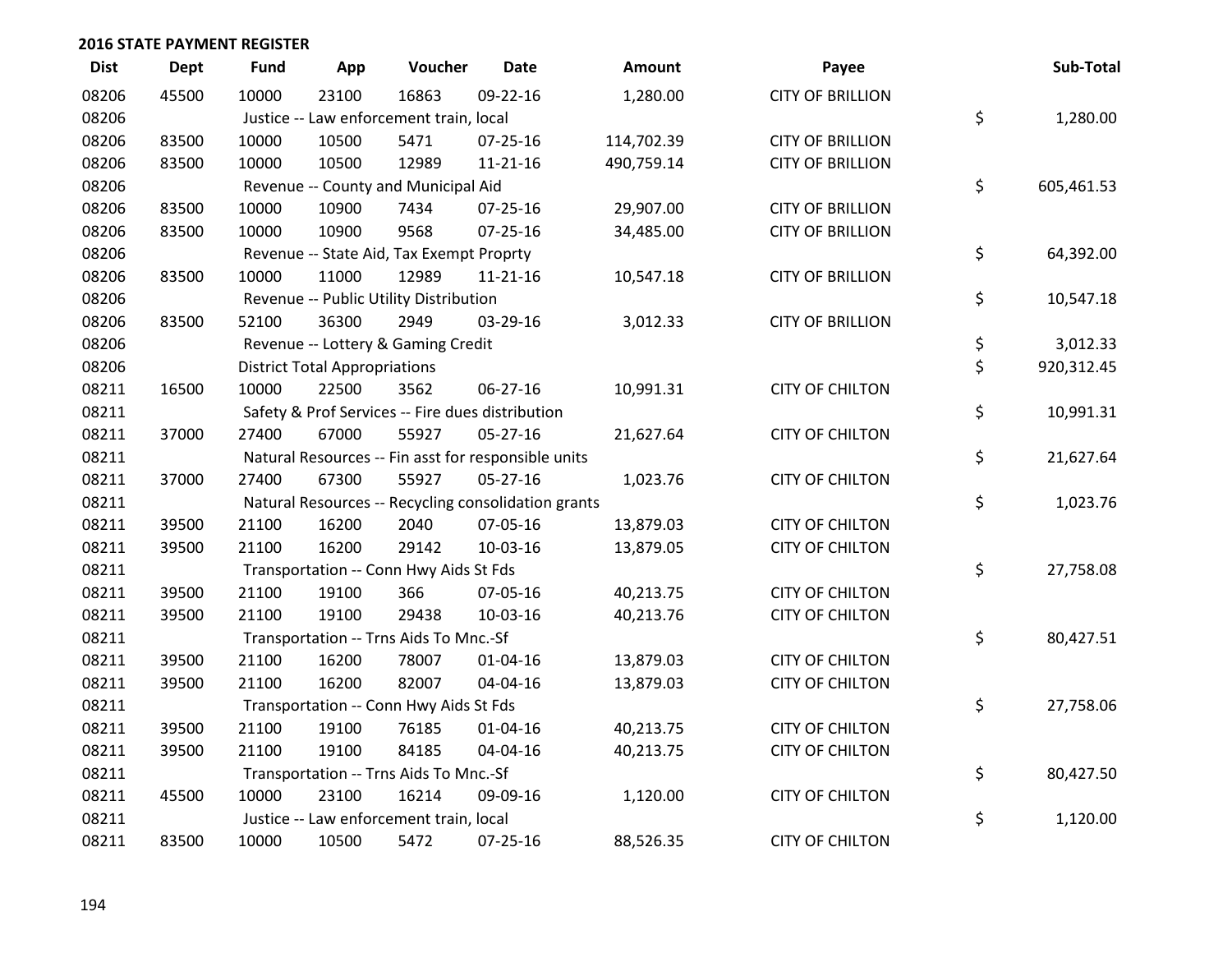## 2016 STATE PAYMENT REGISTER

| Dist | Dept | Fund | App | Voucher | Date | Amount | Payee | Sub-Total |
|---|---|---|---|---|---|---|---|---|
| 08206 | 45500 | 10000 | 23100 | 16863 | 09-22-16 | 1,280.00 | CITY OF BRILLION | |
| 08206 | | Justice -- Law enforcement train, local | | | | | | $ 1,280.00 |
| 08206 | 83500 | 10000 | 10500 | 5471 | 07-25-16 | 114,702.39 | CITY OF BRILLION | |
| 08206 | 83500 | 10000 | 10500 | 12989 | 11-21-16 | 490,759.14 | CITY OF BRILLION | |
| 08206 | | Revenue -- County and Municipal Aid | | | | | | $ 605,461.53 |
| 08206 | 83500 | 10000 | 10900 | 7434 | 07-25-16 | 29,907.00 | CITY OF BRILLION | |
| 08206 | 83500 | 10000 | 10900 | 9568 | 07-25-16 | 34,485.00 | CITY OF BRILLION | |
| 08206 | | Revenue -- State Aid, Tax Exempt Proprty | | | | | | $ 64,392.00 |
| 08206 | 83500 | 10000 | 11000 | 12989 | 11-21-16 | 10,547.18 | CITY OF BRILLION | |
| 08206 | | Revenue -- Public Utility Distribution | | | | | | $ 10,547.18 |
| 08206 | 83500 | 52100 | 36300 | 2949 | 03-29-16 | 3,012.33 | CITY OF BRILLION | |
| 08206 | | Revenue -- Lottery & Gaming Credit | | | | | | $ 3,012.33 |
| 08206 | | District Total Appropriations | | | | | | $ 920,312.45 |
| 08211 | 16500 | 10000 | 22500 | 3562 | 06-27-16 | 10,991.31 | CITY OF CHILTON | |
| 08211 | | Safety & Prof Services -- Fire dues distribution | | | | | | $ 10,991.31 |
| 08211 | 37000 | 27400 | 67000 | 55927 | 05-27-16 | 21,627.64 | CITY OF CHILTON | |
| 08211 | | Natural Resources -- Fin asst for responsible units | | | | | | $ 21,627.64 |
| 08211 | 37000 | 27400 | 67300 | 55927 | 05-27-16 | 1,023.76 | CITY OF CHILTON | |
| 08211 | | Natural Resources -- Recycling consolidation grants | | | | | | $ 1,023.76 |
| 08211 | 39500 | 21100 | 16200 | 2040 | 07-05-16 | 13,879.03 | CITY OF CHILTON | |
| 08211 | 39500 | 21100 | 16200 | 29142 | 10-03-16 | 13,879.05 | CITY OF CHILTON | |
| 08211 | | Transportation -- Conn Hwy Aids St Fds | | | | | | $ 27,758.08 |
| 08211 | 39500 | 21100 | 19100 | 366 | 07-05-16 | 40,213.75 | CITY OF CHILTON | |
| 08211 | 39500 | 21100 | 19100 | 29438 | 10-03-16 | 40,213.76 | CITY OF CHILTON | |
| 08211 | | Transportation -- Trns Aids To Mnc.-Sf | | | | | | $ 80,427.51 |
| 08211 | 39500 | 21100 | 16200 | 78007 | 01-04-16 | 13,879.03 | CITY OF CHILTON | |
| 08211 | 39500 | 21100 | 16200 | 82007 | 04-04-16 | 13,879.03 | CITY OF CHILTON | |
| 08211 | | Transportation -- Conn Hwy Aids St Fds | | | | | | $ 27,758.06 |
| 08211 | 39500 | 21100 | 19100 | 76185 | 01-04-16 | 40,213.75 | CITY OF CHILTON | |
| 08211 | 39500 | 21100 | 19100 | 84185 | 04-04-16 | 40,213.75 | CITY OF CHILTON | |
| 08211 | | Transportation -- Trns Aids To Mnc.-Sf | | | | | | $ 80,427.50 |
| 08211 | 45500 | 10000 | 23100 | 16214 | 09-09-16 | 1,120.00 | CITY OF CHILTON | |
| 08211 | | Justice -- Law enforcement train, local | | | | | | $ 1,120.00 |
| 08211 | 83500 | 10000 | 10500 | 5472 | 07-25-16 | 88,526.35 | CITY OF CHILTON | |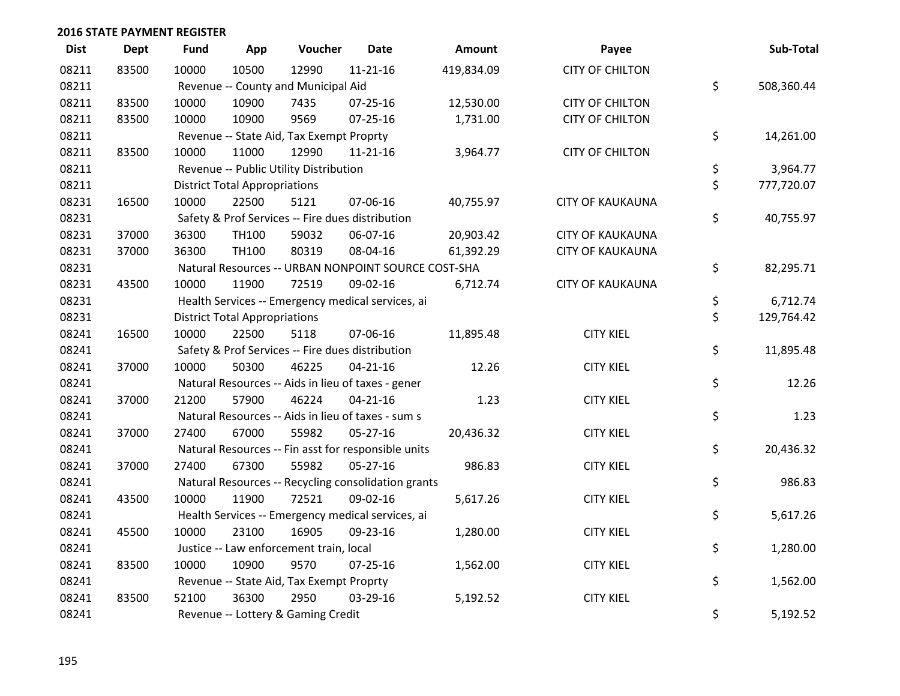## 2016 STATE PAYMENT REGISTER

| Dist | Dept | Fund | App | Voucher | Date | Amount | Payee | | Sub-Total |
|---|---|---|---|---|---|---|---|---|---|
| 08211 | 83500 | 10000 | 10500 | 12990 | 11-21-16 | 419,834.09 | CITY OF CHILTON | | |
| 08211 | | Revenue -- County and Municipal Aid | | | | | | $ | 508,360.44 |
| 08211 | 83500 | 10000 | 10900 | 7435 | 07-25-16 | 12,530.00 | CITY OF CHILTON | | |
| 08211 | 83500 | 10000 | 10900 | 9569 | 07-25-16 | 1,731.00 | CITY OF CHILTON | | |
| 08211 | | Revenue -- State Aid, Tax Exempt Proprty | | | | | | $ | 14,261.00 |
| 08211 | 83500 | 10000 | 11000 | 12990 | 11-21-16 | 3,964.77 | CITY OF CHILTON | | |
| 08211 | | Revenue -- Public Utility Distribution | | | | | | $ | 3,964.77 |
| 08211 | | District Total Appropriations | | | | | | $ | 777,720.07 |
| 08231 | 16500 | 10000 | 22500 | 5121 | 07-06-16 | 40,755.97 | CITY OF KAUKAUNA | | |
| 08231 | | Safety & Prof Services -- Fire dues distribution | | | | | | $ | 40,755.97 |
| 08231 | 37000 | 36300 | TH100 | 59032 | 06-07-16 | 20,903.42 | CITY OF KAUKAUNA | | |
| 08231 | 37000 | 36300 | TH100 | 80319 | 08-04-16 | 61,392.29 | CITY OF KAUKAUNA | | |
| 08231 | | Natural Resources -- URBAN NONPOINT SOURCE COST-SHA | | | | | | $ | 82,295.71 |
| 08231 | 43500 | 10000 | 11900 | 72519 | 09-02-16 | 6,712.74 | CITY OF KAUKAUNA | | |
| 08231 | | Health Services -- Emergency medical services, ai | | | | | | $ | 6,712.74 |
| 08231 | | District Total Appropriations | | | | | | $ | 129,764.42 |
| 08241 | 16500 | 10000 | 22500 | 5118 | 07-06-16 | 11,895.48 | CITY KIEL | | |
| 08241 | | Safety & Prof Services -- Fire dues distribution | | | | | | $ | 11,895.48 |
| 08241 | 37000 | 10000 | 50300 | 46225 | 04-21-16 | 12.26 | CITY KIEL | | |
| 08241 | | Natural Resources -- Aids in lieu of taxes - gener | | | | | | $ | 12.26 |
| 08241 | 37000 | 21200 | 57900 | 46224 | 04-21-16 | 1.23 | CITY KIEL | | |
| 08241 | | Natural Resources -- Aids in lieu of taxes - sum s | | | | | | $ | 1.23 |
| 08241 | 37000 | 27400 | 67000 | 55982 | 05-27-16 | 20,436.32 | CITY KIEL | | |
| 08241 | | Natural Resources -- Fin asst for responsible units | | | | | | $ | 20,436.32 |
| 08241 | 37000 | 27400 | 67300 | 55982 | 05-27-16 | 986.83 | CITY KIEL | | |
| 08241 | | Natural Resources -- Recycling consolidation grants | | | | | | $ | 986.83 |
| 08241 | 43500 | 10000 | 11900 | 72521 | 09-02-16 | 5,617.26 | CITY KIEL | | |
| 08241 | | Health Services -- Emergency medical services, ai | | | | | | $ | 5,617.26 |
| 08241 | 45500 | 10000 | 23100 | 16905 | 09-23-16 | 1,280.00 | CITY KIEL | | |
| 08241 | | Justice -- Law enforcement train, local | | | | | | $ | 1,280.00 |
| 08241 | 83500 | 10000 | 10900 | 9570 | 07-25-16 | 1,562.00 | CITY KIEL | | |
| 08241 | | Revenue -- State Aid, Tax Exempt Proprty | | | | | | $ | 1,562.00 |
| 08241 | 83500 | 52100 | 36300 | 2950 | 03-29-16 | 5,192.52 | CITY KIEL | | |
| 08241 | | Revenue -- Lottery & Gaming Credit | | | | | | $ | 5,192.52 |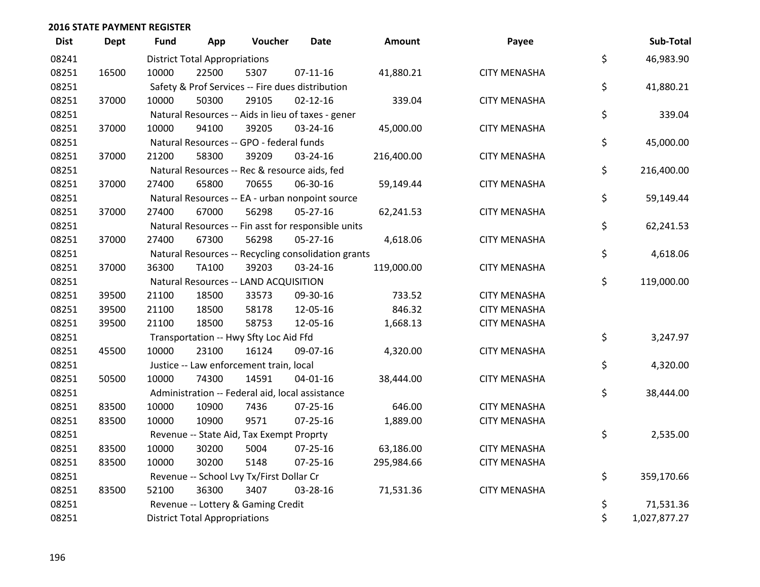## 2016 STATE PAYMENT REGISTER

| Dist | Dept | Fund | App | Voucher | Date | Amount | Payee | Sub-Total |
|---|---|---|---|---|---|---|---|---|
| 08241 | | District Total Appropriations | | | | | | $ 46,983.90 |
| 08251 | 16500 | 10000 | 22500 | 5307 | 07-11-16 | 41,880.21 | CITY MENASHA | |
| 08251 | | Safety & Prof Services -- Fire dues distribution | | | | | | $ 41,880.21 |
| 08251 | 37000 | 10000 | 50300 | 29105 | 02-12-16 | 339.04 | CITY MENASHA | |
| 08251 | | Natural Resources -- Aids in lieu of taxes - gener | | | | | | $ 339.04 |
| 08251 | 37000 | 10000 | 94100 | 39205 | 03-24-16 | 45,000.00 | CITY MENASHA | |
| 08251 | | Natural Resources -- GPO - federal funds | | | | | | $ 45,000.00 |
| 08251 | 37000 | 21200 | 58300 | 39209 | 03-24-16 | 216,400.00 | CITY MENASHA | |
| 08251 | | Natural Resources -- Rec & resource aids, fed | | | | | | $ 216,400.00 |
| 08251 | 37000 | 27400 | 65800 | 70655 | 06-30-16 | 59,149.44 | CITY MENASHA | |
| 08251 | | Natural Resources -- EA - urban nonpoint source | | | | | | $ 59,149.44 |
| 08251 | 37000 | 27400 | 67000 | 56298 | 05-27-16 | 62,241.53 | CITY MENASHA | |
| 08251 | | Natural Resources -- Fin asst for responsible units | | | | | | $ 62,241.53 |
| 08251 | 37000 | 27400 | 67300 | 56298 | 05-27-16 | 4,618.06 | CITY MENASHA | |
| 08251 | | Natural Resources -- Recycling consolidation grants | | | | | | $ 4,618.06 |
| 08251 | 37000 | 36300 | TA100 | 39203 | 03-24-16 | 119,000.00 | CITY MENASHA | |
| 08251 | | Natural Resources -- LAND ACQUISITION | | | | | | $ 119,000.00 |
| 08251 | 39500 | 21100 | 18500 | 33573 | 09-30-16 | 733.52 | CITY MENASHA | |
| 08251 | 39500 | 21100 | 18500 | 58178 | 12-05-16 | 846.32 | CITY MENASHA | |
| 08251 | 39500 | 21100 | 18500 | 58753 | 12-05-16 | 1,668.13 | CITY MENASHA | |
| 08251 | | Transportation -- Hwy Sfty Loc Aid Ffd | | | | | | $ 3,247.97 |
| 08251 | 45500 | 10000 | 23100 | 16124 | 09-07-16 | 4,320.00 | CITY MENASHA | |
| 08251 | | Justice -- Law enforcement train, local | | | | | | $ 4,320.00 |
| 08251 | 50500 | 10000 | 74300 | 14591 | 04-01-16 | 38,444.00 | CITY MENASHA | |
| 08251 | | Administration -- Federal aid, local assistance | | | | | | $ 38,444.00 |
| 08251 | 83500 | 10000 | 10900 | 7436 | 07-25-16 | 646.00 | CITY MENASHA | |
| 08251 | 83500 | 10000 | 10900 | 9571 | 07-25-16 | 1,889.00 | CITY MENASHA | |
| 08251 | | Revenue -- State Aid, Tax Exempt Proprty | | | | | | $ 2,535.00 |
| 08251 | 83500 | 10000 | 30200 | 5004 | 07-25-16 | 63,186.00 | CITY MENASHA | |
| 08251 | 83500 | 10000 | 30200 | 5148 | 07-25-16 | 295,984.66 | CITY MENASHA | |
| 08251 | | Revenue -- School Lvy Tx/First Dollar Cr | | | | | | $ 359,170.66 |
| 08251 | 83500 | 52100 | 36300 | 3407 | 03-28-16 | 71,531.36 | CITY MENASHA | |
| 08251 | | Revenue -- Lottery & Gaming Credit | | | | | | $ 71,531.36 |
| 08251 | | District Total Appropriations | | | | | | $ 1,027,877.27 |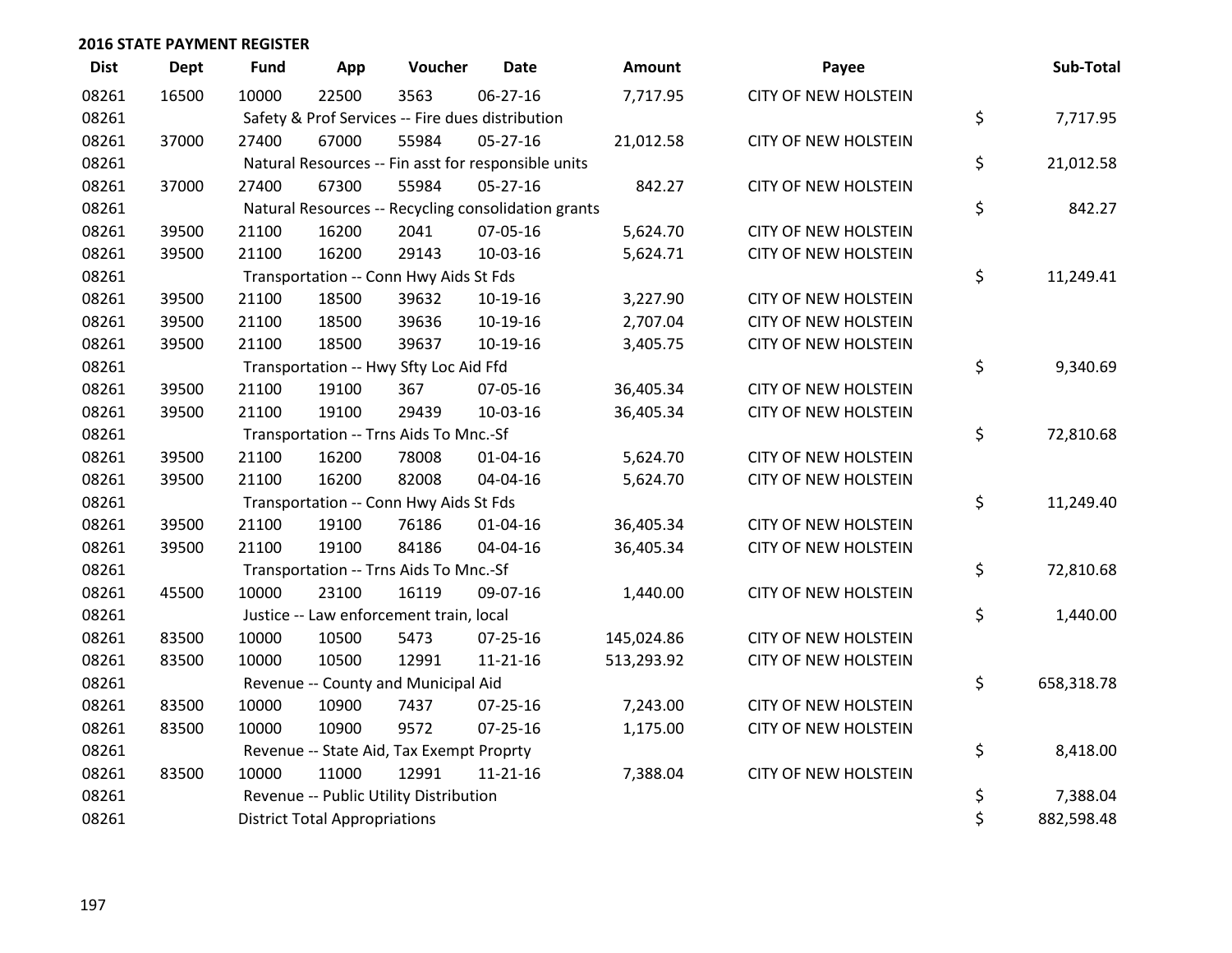## 2016 STATE PAYMENT REGISTER

| Dist | Dept | Fund | App | Voucher | Date | Amount | Payee | Sub-Total |
|---|---|---|---|---|---|---|---|---|
| 08261 | 16500 | 10000 | 22500 | 3563 | 06-27-16 | 7,717.95 | CITY OF NEW HOLSTEIN | |
| 08261 | | Safety & Prof Services -- Fire dues distribution | | | | | | $ 7,717.95 |
| 08261 | 37000 | 27400 | 67000 | 55984 | 05-27-16 | 21,012.58 | CITY OF NEW HOLSTEIN | |
| 08261 | | Natural Resources -- Fin asst for responsible units | | | | | | $ 21,012.58 |
| 08261 | 37000 | 27400 | 67300 | 55984 | 05-27-16 | 842.27 | CITY OF NEW HOLSTEIN | |
| 08261 | | Natural Resources -- Recycling consolidation grants | | | | | | $ 842.27 |
| 08261 | 39500 | 21100 | 16200 | 2041 | 07-05-16 | 5,624.70 | CITY OF NEW HOLSTEIN | |
| 08261 | 39500 | 21100 | 16200 | 29143 | 10-03-16 | 5,624.71 | CITY OF NEW HOLSTEIN | |
| 08261 | | Transportation -- Conn Hwy Aids St Fds | | | | | | $ 11,249.41 |
| 08261 | 39500 | 21100 | 18500 | 39632 | 10-19-16 | 3,227.90 | CITY OF NEW HOLSTEIN | |
| 08261 | 39500 | 21100 | 18500 | 39636 | 10-19-16 | 2,707.04 | CITY OF NEW HOLSTEIN | |
| 08261 | 39500 | 21100 | 18500 | 39637 | 10-19-16 | 3,405.75 | CITY OF NEW HOLSTEIN | |
| 08261 | | Transportation -- Hwy Sfty Loc Aid Ffd | | | | | | $ 9,340.69 |
| 08261 | 39500 | 21100 | 19100 | 367 | 07-05-16 | 36,405.34 | CITY OF NEW HOLSTEIN | |
| 08261 | 39500 | 21100 | 19100 | 29439 | 10-03-16 | 36,405.34 | CITY OF NEW HOLSTEIN | |
| 08261 | | Transportation -- Trns Aids To Mnc.-Sf | | | | | | $ 72,810.68 |
| 08261 | 39500 | 21100 | 16200 | 78008 | 01-04-16 | 5,624.70 | CITY OF NEW HOLSTEIN | |
| 08261 | 39500 | 21100 | 16200 | 82008 | 04-04-16 | 5,624.70 | CITY OF NEW HOLSTEIN | |
| 08261 | | Transportation -- Conn Hwy Aids St Fds | | | | | | $ 11,249.40 |
| 08261 | 39500 | 21100 | 19100 | 76186 | 01-04-16 | 36,405.34 | CITY OF NEW HOLSTEIN | |
| 08261 | 39500 | 21100 | 19100 | 84186 | 04-04-16 | 36,405.34 | CITY OF NEW HOLSTEIN | |
| 08261 | | Transportation -- Trns Aids To Mnc.-Sf | | | | | | $ 72,810.68 |
| 08261 | 45500 | 10000 | 23100 | 16119 | 09-07-16 | 1,440.00 | CITY OF NEW HOLSTEIN | |
| 08261 | | Justice -- Law enforcement train, local | | | | | | $ 1,440.00 |
| 08261 | 83500 | 10000 | 10500 | 5473 | 07-25-16 | 145,024.86 | CITY OF NEW HOLSTEIN | |
| 08261 | 83500 | 10000 | 10500 | 12991 | 11-21-16 | 513,293.92 | CITY OF NEW HOLSTEIN | |
| 08261 | | Revenue -- County and Municipal Aid | | | | | | $ 658,318.78 |
| 08261 | 83500 | 10000 | 10900 | 7437 | 07-25-16 | 7,243.00 | CITY OF NEW HOLSTEIN | |
| 08261 | 83500 | 10000 | 10900 | 9572 | 07-25-16 | 1,175.00 | CITY OF NEW HOLSTEIN | |
| 08261 | | Revenue -- State Aid, Tax Exempt Proprty | | | | | | $ 8,418.00 |
| 08261 | 83500 | 10000 | 11000 | 12991 | 11-21-16 | 7,388.04 | CITY OF NEW HOLSTEIN | |
| 08261 | | Revenue -- Public Utility Distribution | | | | | | $ 7,388.04 |
| 08261 | | District Total Appropriations | | | | | | $ 882,598.48 |